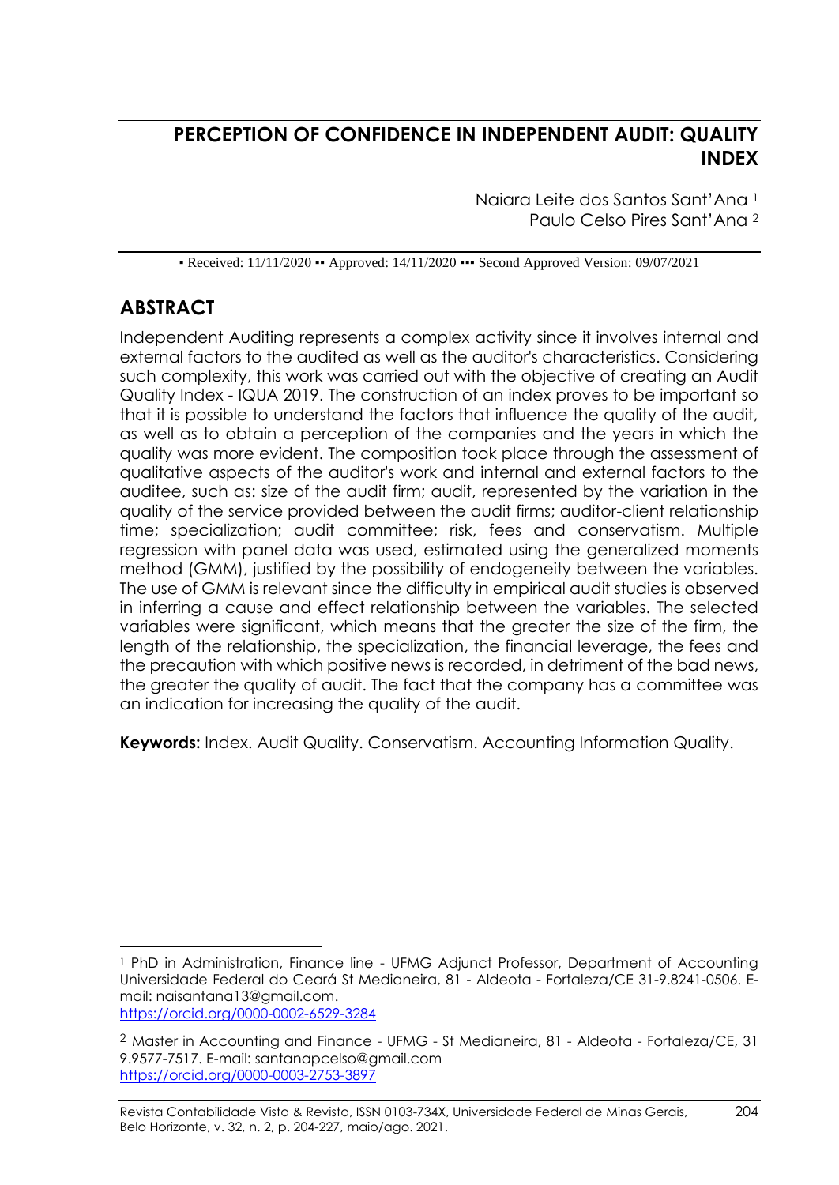# PERCEPTION OF CONFIDENCE IN INDEPENDENT AUDIT: QUALITY INDEX

Naiara Leite dos Santos Sant'Ana [1]
Paulo Celso Pires Sant'Ana [2]

▪ Received: 11/11/2020 ▪▪ Approved: 14/11/2020 ▪▪▪ Second Approved Version: 09/07/2021

## ABSTRACT

Independent Auditing represents a complex activity since it involves internal and external factors to the audited as well as the auditor's characteristics. Considering such complexity, this work was carried out with the objective of creating an Audit Quality Index - IQUA 2019. The construction of an index proves to be important so that it is possible to understand the factors that influence the quality of the audit, as well as to obtain a perception of the companies and the years in which the quality was more evident. The composition took place through the assessment of qualitative aspects of the auditor's work and internal and external factors to the auditee, such as: size of the audit firm; audit, represented by the variation in the quality of the service provided between the audit firms; auditor-client relationship time; specialization; audit committee; risk, fees and conservatism. Multiple regression with panel data was used, estimated using the generalized moments method (GMM), justified by the possibility of endogeneity between the variables. The use of GMM is relevant since the difficulty in empirical audit studies is observed in inferring a cause and effect relationship between the variables. The selected variables were significant, which means that the greater the size of the firm, the length of the relationship, the specialization, the financial leverage, the fees and the precaution with which positive news is recorded, in detriment of the bad news, the greater the quality of audit. The fact that the company has a committee was an indication for increasing the quality of the audit.

**Keywords:** Index. Audit Quality. Conservatism. Accounting Information Quality.

---

[1] PhD in Administration, Finance line - UFMG Adjunct Professor, Department of Accounting Universidade Federal do Ceará St Medianeira, 81 - Aldeota - Fortaleza/CE 31-9.8241-0506. E-mail: naisantana13@gmail.com. https://orcid.org/0000-0002-6529-3284

[2] Master in Accounting and Finance - UFMG - St Medianeira, 81 - Aldeota - Fortaleza/CE, 31 9.9577-7517. E-mail: santanapcelso@gmail.com https://orcid.org/0000-0003-2753-3897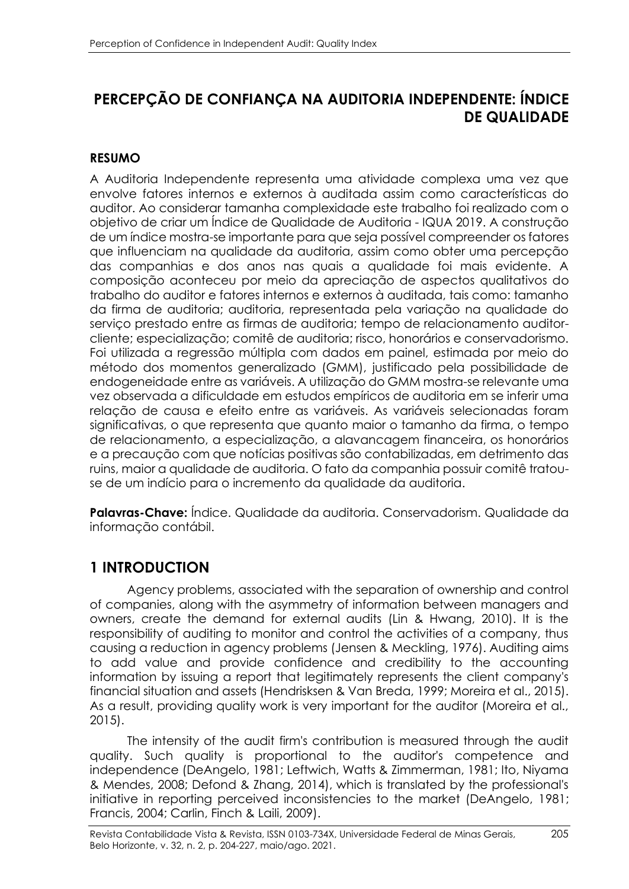# PERCEPÇÃO DE CONFIANÇA NA AUDITORIA INDEPENDENTE: ÍNDICE DE QUALIDADE

## RESUMO

A Auditoria Independente representa uma atividade complexa uma vez que envolve fatores internos e externos à auditada assim como características do auditor. Ao considerar tamanha complexidade este trabalho foi realizado com o objetivo de criar um Índice de Qualidade de Auditoria - IQUA 2019. A construção de um índice mostra-se importante para que seja possível compreender os fatores que influenciam na qualidade da auditoria, assim como obter uma percepção das companhias e dos anos nas quais a qualidade foi mais evidente. A composição aconteceu por meio da apreciação de aspectos qualitativos do trabalho do auditor e fatores internos e externos à auditada, tais como: tamanho da firma de auditoria; auditoria, representada pela variação na qualidade do serviço prestado entre as firmas de auditoria; tempo de relacionamento auditor-cliente; especialização; comitê de auditoria; risco, honorários e conservadorismo. Foi utilizada a regressão múltipla com dados em painel, estimada por meio do método dos momentos generalizado (GMM), justificado pela possibilidade de endogeneidade entre as variáveis. A utilização do GMM mostra-se relevante uma vez observada a dificuldade em estudos empíricos de auditoria em se inferir uma relação de causa e efeito entre as variáveis. As variáveis selecionadas foram significativas, o que representa que quanto maior o tamanho da firma, o tempo de relacionamento, a especialização, a alavancagem financeira, os honorários e a precaução com que notícias positivas são contabilizadas, em detrimento das ruins, maior a qualidade de auditoria. O fato da companhia possuir comitê tratou-se de um indício para o incremento da qualidade da auditoria.

**Palavras-Chave:** Índice. Qualidade da auditoria. Conservadorism. Qualidade da informação contábil.

## 1 INTRODUCTION

Agency problems, associated with the separation of ownership and control of companies, along with the asymmetry of information between managers and owners, create the demand for external audits (Lin & Hwang, 2010). It is the responsibility of auditing to monitor and control the activities of a company, thus causing a reduction in agency problems (Jensen & Meckling, 1976). Auditing aims to add value and provide confidence and credibility to the accounting information by issuing a report that legitimately represents the client company's financial situation and assets (Hendrisksen & Van Breda, 1999; Moreira et al., 2015). As a result, providing quality work is very important for the auditor (Moreira et al., 2015).

The intensity of the audit firm's contribution is measured through the audit quality. Such quality is proportional to the auditor's competence and independence (DeAngelo, 1981; Leftwich, Watts & Zimmerman, 1981; Ito, Niyama & Mendes, 2008; Defond & Zhang, 2014), which is translated by the professional's initiative in reporting perceived inconsistencies to the market (DeAngelo, 1981; Francis, 2004; Carlin, Finch & Laili, 2009).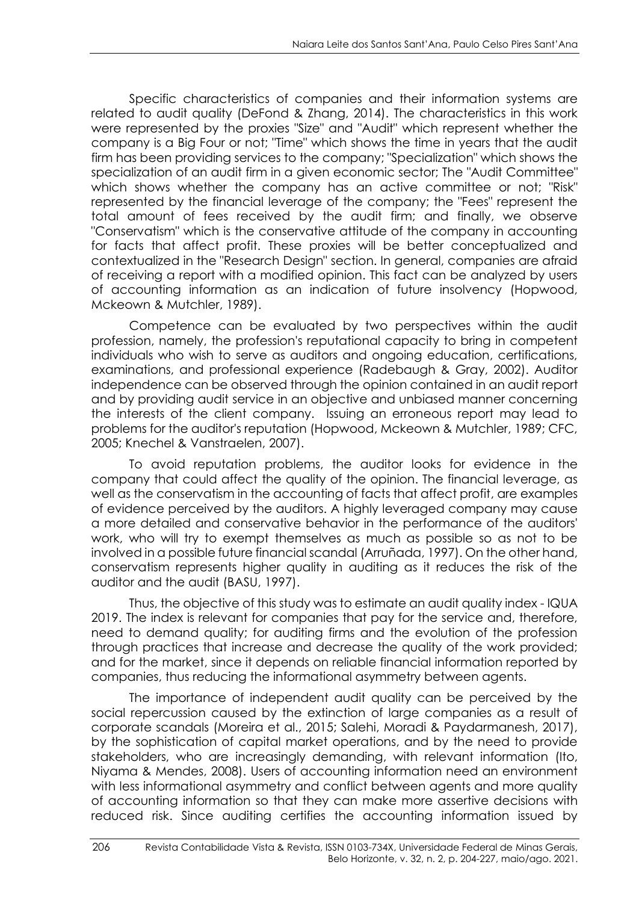Specific characteristics of companies and their information systems are related to audit quality (DeFond & Zhang, 2014). The characteristics in this work were represented by the proxies "Size" and "Audit" which represent whether the company is a Big Four or not; "Time" which shows the time in years that the audit firm has been providing services to the company; "Specialization" which shows the specialization of an audit firm in a given economic sector; The "Audit Committee" which shows whether the company has an active committee or not; "Risk" represented by the financial leverage of the company; the "Fees" represent the total amount of fees received by the audit firm; and finally, we observe "Conservatism" which is the conservative attitude of the company in accounting for facts that affect profit. These proxies will be better conceptualized and contextualized in the "Research Design" section. In general, companies are afraid of receiving a report with a modified opinion. This fact can be analyzed by users of accounting information as an indication of future insolvency (Hopwood, Mckeown & Mutchler, 1989).

Competence can be evaluated by two perspectives within the audit profession, namely, the profession's reputational capacity to bring in competent individuals who wish to serve as auditors and ongoing education, certifications, examinations, and professional experience (Radebaugh & Gray, 2002). Auditor independence can be observed through the opinion contained in an audit report and by providing audit service in an objective and unbiased manner concerning the interests of the client company. Issuing an erroneous report may lead to problems for the auditor's reputation (Hopwood, Mckeown & Mutchler, 1989; CFC, 2005; Knechel & Vanstraelen, 2007).

To avoid reputation problems, the auditor looks for evidence in the company that could affect the quality of the opinion. The financial leverage, as well as the conservatism in the accounting of facts that affect profit, are examples of evidence perceived by the auditors. A highly leveraged company may cause a more detailed and conservative behavior in the performance of the auditors' work, who will try to exempt themselves as much as possible so as not to be involved in a possible future financial scandal (Arruñada, 1997). On the other hand, conservatism represents higher quality in auditing as it reduces the risk of the auditor and the audit (BASU, 1997).

Thus, the objective of this study was to estimate an audit quality index - IQUA 2019. The index is relevant for companies that pay for the service and, therefore, need to demand quality; for auditing firms and the evolution of the profession through practices that increase and decrease the quality of the work provided; and for the market, since it depends on reliable financial information reported by companies, thus reducing the informational asymmetry between agents.

The importance of independent audit quality can be perceived by the social repercussion caused by the extinction of large companies as a result of corporate scandals (Moreira et al., 2015; Salehi, Moradi & Paydarmanesh, 2017), by the sophistication of capital market operations, and by the need to provide stakeholders, who are increasingly demanding, with relevant information (Ito, Niyama & Mendes, 2008). Users of accounting information need an environment with less informational asymmetry and conflict between agents and more quality of accounting information so that they can make more assertive decisions with reduced risk. Since auditing certifies the accounting information issued by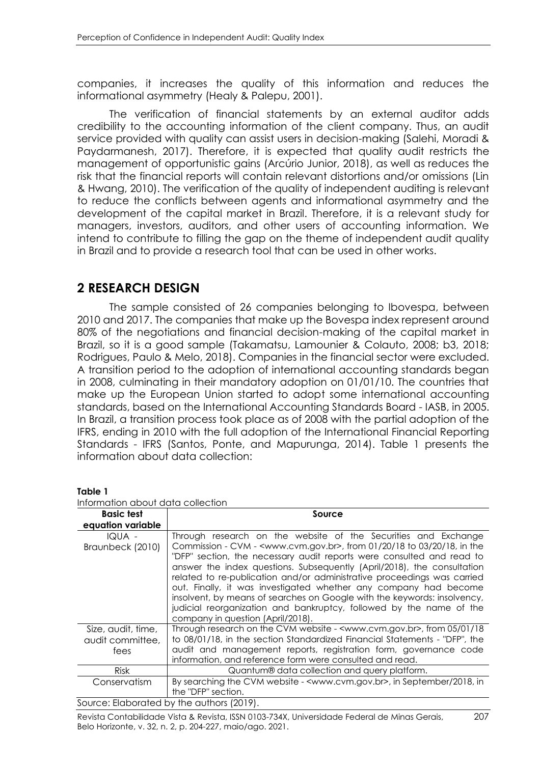companies, it increases the quality of this information and reduces the informational asymmetry (Healy & Palepu, 2001).

The verification of financial statements by an external auditor adds credibility to the accounting information of the client company. Thus, an audit service provided with quality can assist users in decision-making (Salehi, Moradi & Paydarmanesh, 2017). Therefore, it is expected that quality audit restricts the management of opportunistic gains (Arcúrio Junior, 2018), as well as reduces the risk that the financial reports will contain relevant distortions and/or omissions (Lin & Hwang, 2010). The verification of the quality of independent auditing is relevant to reduce the conflicts between agents and informational asymmetry and the development of the capital market in Brazil. Therefore, it is a relevant study for managers, investors, auditors, and other users of accounting information. We intend to contribute to filling the gap on the theme of independent audit quality in Brazil and to provide a research tool that can be used in other works.

## 2 RESEARCH DESIGN

The sample consisted of 26 companies belonging to Ibovespa, between 2010 and 2017. The companies that make up the Bovespa index represent around 80% of the negotiations and financial decision-making of the capital market in Brazil, so it is a good sample (Takamatsu, Lamounier & Colauto, 2008; b3, 2018; Rodrigues, Paulo & Melo, 2018). Companies in the financial sector were excluded. A transition period to the adoption of international accounting standards began in 2008, culminating in their mandatory adoption on 01/01/10. The countries that make up the European Union started to adopt some international accounting standards, based on the International Accounting Standards Board - IASB, in 2005. In Brazil, a transition process took place as of 2008 with the partial adoption of the IFRS, ending in 2010 with the full adoption of the International Financial Reporting Standards - IFRS (Santos, Ponte, and Mapurunga, 2014). Table 1 presents the information about data collection:

**Table 1**
Information about data collection

| Basic test equation variable | Source |
|---|---|
| IQUA - Braunbeck (2010) | Through research on the website of the Securities and Exchange Commission - CVM - <www.cvm.gov.br>, from 01/20/18 to 03/20/18, in the "DFP" section, the necessary audit reports were consulted and read to answer the index questions. Subsequently (April/2018), the consultation related to re-publication and/or administrative proceedings was carried out. Finally, it was investigated whether any company had become insolvent, by means of searches on Google with the keywords: insolvency, judicial reorganization and bankruptcy, followed by the name of the company in question (April/2018). |
| Size, audit, time, audit committee, fees | Through research on the CVM website - <www.cvm.gov.br>, from 05/01/18 to 08/01/18, in the section Standardized Financial Statements - "DFP", the audit and management reports, registration form, governance code information, and reference form were consulted and read. |
| Risk | Quantum® data collection and query platform. |
| Conservatism | By searching the CVM website - <www.cvm.gov.br>, in September/2018, in the "DFP" section. |

Source: Elaborated by the authors (2019).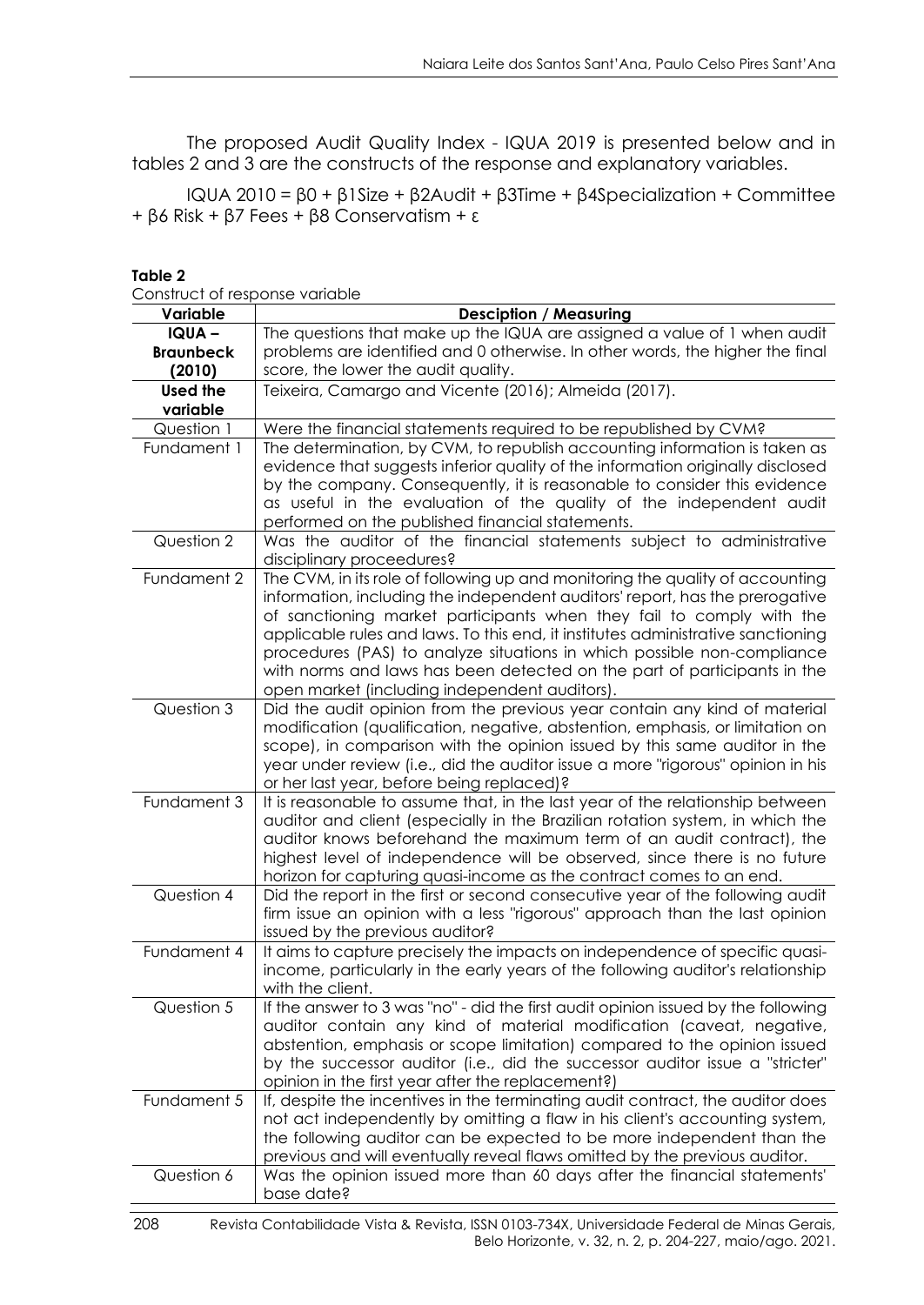The proposed Audit Quality Index - IQUA 2019 is presented below and in tables 2 and 3 are the constructs of the response and explanatory variables.

$$IQUA\ 2010 = \beta 0 + \beta 1Size + \beta 2Audit + \beta 3Time + \beta 4Specialization + Committee + \beta 6\ Risk + \beta 7\ Fees + \beta 8\ Conservatism + \varepsilon$$

**Table 2**

Construct of response variable

| Variable | Desciption / Measuring |
|---|---|
| **IQUA – Braunbeck (2010)** | The questions that make up the IQUA are assigned a value of 1 when audit problems are identified and 0 otherwise. In other words, the higher the final score, the lower the audit quality. |
| **Used the variable** | Teixeira, Camargo and Vicente (2016); Almeida (2017). |
| Question 1 | Were the financial statements required to be republished by CVM? |
| Fundament 1 | The determination, by CVM, to republish accounting information is taken as evidence that suggests inferior quality of the information originally disclosed by the company. Consequently, it is reasonable to consider this evidence as useful in the evaluation of the quality of the independent audit performed on the published financial statements. |
| Question 2 | Was the auditor of the financial statements subject to administrative disciplinary proceedures? |
| Fundament 2 | The CVM, in its role of following up and monitoring the quality of accounting information, including the independent auditors' report, has the prerogative of sanctioning market participants when they fail to comply with the applicable rules and laws. To this end, it institutes administrative sanctioning procedures (PAS) to analyze situations in which possible non-compliance with norms and laws has been detected on the part of participants in the open market (including independent auditors). |
| Question 3 | Did the audit opinion from the previous year contain any kind of material modification (qualification, negative, abstention, emphasis, or limitation on scope), in comparison with the opinion issued by this same auditor in the year under review (i.e., did the auditor issue a more "rigorous" opinion in his or her last year, before being replaced)? |
| Fundament 3 | It is reasonable to assume that, in the last year of the relationship between auditor and client (especially in the Brazilian rotation system, in which the auditor knows beforehand the maximum term of an audit contract), the highest level of independence will be observed, since there is no future horizon for capturing quasi-income as the contract comes to an end. |
| Question 4 | Did the report in the first or second consecutive year of the following audit firm issue an opinion with a less "rigorous" approach than the last opinion issued by the previous auditor? |
| Fundament 4 | It aims to capture precisely the impacts on independence of specific quasi-income, particularly in the early years of the following auditor's relationship with the client. |
| Question 5 | If the answer to 3 was "no" - did the first audit opinion issued by the following auditor contain any kind of material modification (caveat, negative, abstention, emphasis or scope limitation) compared to the opinion issued by the successor auditor (i.e., did the successor auditor issue a "stricter" opinion in the first year after the replacement?) |
| Fundament 5 | If, despite the incentives in the terminating audit contract, the auditor does not act independently by omitting a flaw in his client's accounting system, the following auditor can be expected to be more independent than the previous and will eventually reveal flaws omitted by the previous auditor. |
| Question 6 | Was the opinion issued more than 60 days after the financial statements' base date? |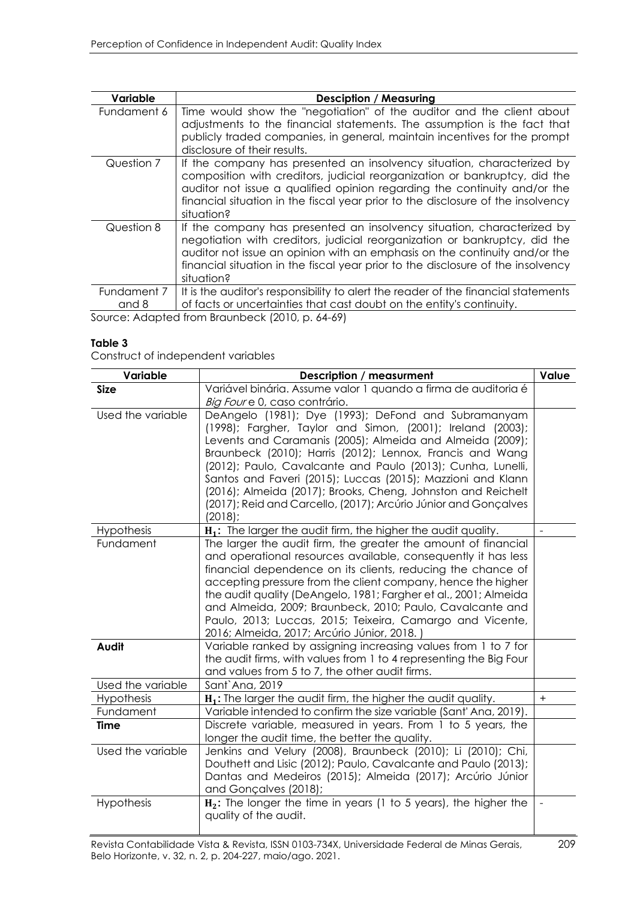| Variable | Desciption / Measuring |
|---|---|
| Fundament 6 | Time would show the "negotiation" of the auditor and the client about adjustments to the financial statements. The assumption is the fact that publicly traded companies, in general, maintain incentives for the prompt disclosure of their results. |
| Question 7 | If the company has presented an insolvency situation, characterized by composition with creditors, judicial reorganization or bankruptcy, did the auditor not issue a qualified opinion regarding the continuity and/or the financial situation in the fiscal year prior to the disclosure of the insolvency situation? |
| Question 8 | If the company has presented an insolvency situation, characterized by negotiation with creditors, judicial reorganization or bankruptcy, did the auditor not issue an opinion with an emphasis on the continuity and/or the financial situation in the fiscal year prior to the disclosure of the insolvency situation? |
| Fundament 7 and 8 | It is the auditor's responsibility to alert the reader of the financial statements of facts or uncertainties that cast doubt on the entity's continuity. |

Source: Adapted from Braunbeck (2010, p. 64-69)

**Table 3**

Construct of independent variables

| Variable | Description / measurment | Value |
|---|---|---|
| **Size** | Variável binária. Assume valor 1 quando a firma de auditoria é *Big Four* e 0, caso contrário. | |
| Used the variable | DeAngelo (1981); Dye (1993); DeFond and Subramanyam (1998); Fargher, Taylor and Simon, (2001); Ireland (2003); Levents and Caramanis (2005); Almeida and Almeida (2009); Braunbeck (2010); Harris (2012); Lennox, Francis and Wang (2012); Paulo, Cavalcante and Paulo (2013); Cunha, Lunelli, Santos and Faveri (2015); Luccas (2015); Mazzioni and Klann (2016); Almeida (2017); Brooks, Cheng, Johnston and Reichelt (2017); Reid and Carcello, (2017); Arcúrio Júnior and Gonçalves (2018); | |
| Hypothesis | $\mathbf{H_1}$: The larger the audit firm, the higher the audit quality. | - |
| Fundament | The larger the audit firm, the greater the amount of financial and operational resources available, consequently it has less financial dependence on its clients, reducing the chance of accepting pressure from the client company, hence the higher the audit quality (DeAngelo, 1981; Fargher et al., 2001; Almeida and Almeida, 2009; Braunbeck, 2010; Paulo, Cavalcante and Paulo, 2013; Luccas, 2015; Teixeira, Camargo and Vicente, 2016; Almeida, 2017; Arcúrio Júnior, 2018. ) | |
| **Audit** | Variable ranked by assigning increasing values from 1 to 7 for the audit firms, with values from 1 to 4 representing the Big Four and values from 5 to 7, the other audit firms. | |
| Used the variable | Sant`Ana, 2019 | |
| Hypothesis | $\mathbf{H_1}$: The larger the audit firm, the higher the audit quality. | + |
| Fundament | Variable intended to confirm the size variable (Sant' Ana, 2019). | |
| **Time** | Discrete variable, measured in years. From 1 to 5 years, the longer the audit time, the better the quality. | |
| Used the variable | Jenkins and Velury (2008), Braunbeck (2010); Li (2010); Chi, Douthett and Lisic (2012); Paulo, Cavalcante and Paulo (2013); Dantas and Medeiros (2015); Almeida (2017); Arcúrio Júnior and Gonçalves (2018); | |
| Hypothesis | $\mathbf{H_2}$: The longer the time in years (1 to 5 years), the higher the quality of the audit. | - |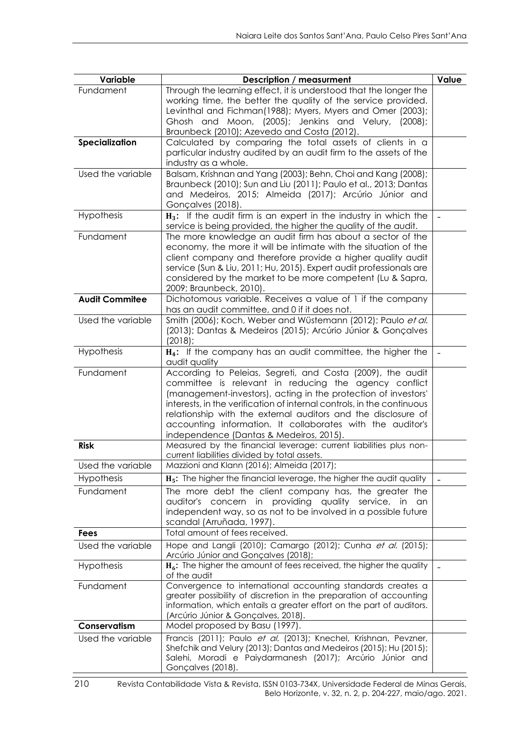| Variable | Description / measurment | Value |
|---|---|---|
| Fundament | Through the learning effect, it is understood that the longer the working time, the better the quality of the service provided. Levinthal and Fichman(1988); Myers, Myers and Omer (2003); Ghosh and Moon, (2005); Jenkins and Velury, (2008); Braunbeck (2010); Azevedo and Costa (2012). | |
| **Specialization** | Calculated by comparing the total assets of clients in a particular industry audited by an audit firm to the assets of the industry as a whole. | |
| Used the variable | Balsam, Krishnan and Yang (2003); Behn, Choi and Kang (2008); Braunbeck (2010); Sun and Liu (2011); Paulo et al., 2013; Dantas and Medeiros, 2015; Almeida (2017); Arcúrio Júnior and Gonçalves (2018). | |
| Hypothesis | $\mathbf{H_3}$: If the audit firm is an expert in the industry in which the service is being provided, the higher the quality of the audit. | - |
| Fundament | The more knowledge an audit firm has about a sector of the economy, the more it will be intimate with the situation of the client company and therefore provide a higher quality audit service (Sun & Liu, 2011; Hu, 2015). Expert audit professionals are considered by the market to be more competent (Lu & Sapra, 2009; Braunbeck, 2010). | |
| **Audit Commitee** | Dichotomous variable. Receives a value of 1 if the company has an audit committee, and 0 if it does not. | |
| Used the variable | Smith (2006); Koch, Weber and Wüstemann (2012); Paulo *et al.* (2013); Dantas & Medeiros (2015); Arcúrio Júnior & Gonçalves (2018); | |
| Hypothesis | $\mathbf{H_4}$: If the company has an audit committee, the higher the audit quality | - |
| Fundament | According to Peleias, Segreti, and Costa (2009), the audit committee is relevant in reducing the agency conflict (management-investors), acting in the protection of investors' interests, in the verification of internal controls, in the continuous relationship with the external auditors and the disclosure of accounting information. It collaborates with the auditor's independence (Dantas & Medeiros, 2015). | |
| **Risk** | Measured by the financial leverage: current liabilities plus non-current liabilities divided by total assets. | |
| Used the variable | Mazzioni and Klann (2016); Almeida (2017); | |
| Hypothesis | $\mathbf{H_5}$: The higher the financial leverage, the higher the audit quality | - |
| Fundament | The more debt the client company has, the greater the auditor's concern in providing quality service, in an independent way, so as not to be involved in a possible future scandal (Arruñada, 1997). | |
| **Fees** | Total amount of fees received. | |
| Used the variable | Hope and Langli (2010); Camargo (2012); Cunha *et al.* (2015); Arcúrio Júnior and Gonçalves (2018); | |
| Hypothesis | $\mathbf{H_6}$: The higher the amount of fees received, the higher the quality of the audit | - |
| Fundament | Convergence to international accounting standards creates a greater possibility of discretion in the preparation of accounting information, which entails a greater effort on the part of auditors. (Arcúrio Júnior & Gonçalves, 2018). | |
| **Conservatism** | Model proposed by Basu (1997). | |
| Used the variable | Francis (2011); Paulo *et al.* (2013); Knechel, Krishnan, Pevzner, Shefchik and Velury (2013); Dantas and Medeiros (2015); Hu (2015); Salehi, Moradi e Paiydarmanesh (2017); Arcúrio Júnior and Gonçalves (2018). | |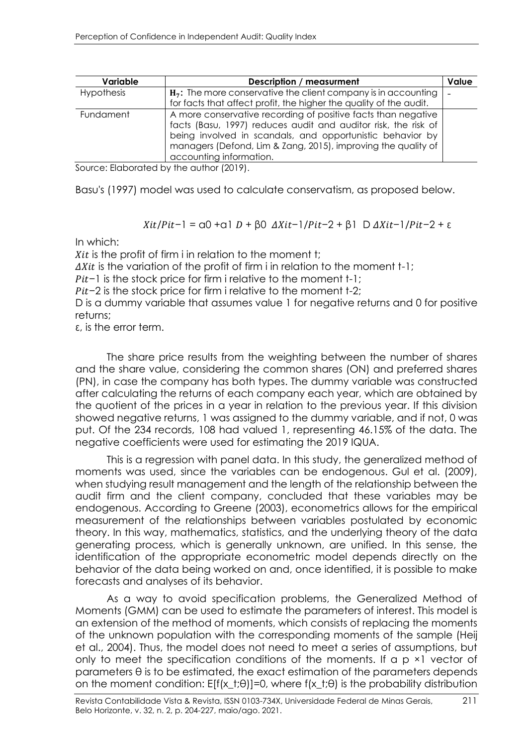| Variable | Description / measurment | Value |
|---|---|---|
| Hypothesis | $\mathbf{H_7}$: The more conservative the client company is in accounting for facts that affect profit, the higher the quality of the audit. | - |
| Fundament | A more conservative recording of positive facts than negative facts (Basu, 1997) reduces audit and auditor risk, the risk of being involved in scandals, and opportunistic behavior by managers (Defond, Lim & Zang, 2015), improving the quality of accounting information. | |

Source: Elaborated by the author (2019).

Basu's (1997) model was used to calculate conservatism, as proposed below.

$$Xit/Pit{-}1 = \alpha 0 + \alpha 1\ D + \beta 0\ \ \Delta Xit{-}1/Pit{-}2 + \beta 1\ \ D\ \Delta Xit{-}1/Pit{-}2 + \varepsilon$$

In which:

$Xit$ is the profit of firm i in relation to the moment t;

$\Delta Xit$ is the variation of the profit of firm i in relation to the moment t-1;

$Pit{-}1$ is the stock price for firm i relative to the moment t-1;

$Pit{-}2$ is the stock price for firm i relative to the moment t-2;

D is a dummy variable that assumes value 1 for negative returns and 0 for positive returns;

ε, is the error term.

The share price results from the weighting between the number of shares and the share value, considering the common shares (ON) and preferred shares (PN), in case the company has both types. The dummy variable was constructed after calculating the returns of each company each year, which are obtained by the quotient of the prices in a year in relation to the previous year. If this division showed negative returns, 1 was assigned to the dummy variable, and if not, 0 was put. Of the 234 records, 108 had valued 1, representing 46.15% of the data. The negative coefficients were used for estimating the 2019 IQUA.

This is a regression with panel data. In this study, the generalized method of moments was used, since the variables can be endogenous. Gul et al. (2009), when studying result management and the length of the relationship between the audit firm and the client company, concluded that these variables may be endogenous. According to Greene (2003), econometrics allows for the empirical measurement of the relationships between variables postulated by economic theory. In this way, mathematics, statistics, and the underlying theory of the data generating process, which is generally unknown, are unified. In this sense, the identification of the appropriate econometric model depends directly on the behavior of the data being worked on and, once identified, it is possible to make forecasts and analyses of its behavior.

As a way to avoid specification problems, the Generalized Method of Moments (GMM) can be used to estimate the parameters of interest. This model is an extension of the method of moments, which consists of replacing the moments of the unknown population with the corresponding moments of the sample (Heij et al., 2004). Thus, the model does not need to meet a series of assumptions, but only to meet the specification conditions of the moments. If a $p \times 1$ vector of parameters $\theta$ is to be estimated, the exact estimation of the parameters depends on the moment condition: $E[f(x\_t;\theta)]=0$, where $f(x\_t;\theta)$ is the probability distribution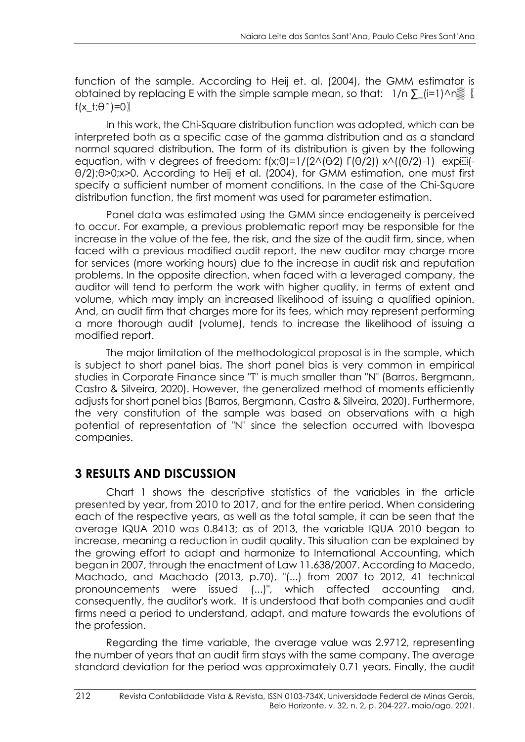function of the sample. According to Heij et. al. (2004), the GMM estimator is obtained by replacing E with the simple sample mean, so that: $\frac{1}{n}\sum_{i=1}^{n} f(x_t;\hat{\theta})=0$

In this work, the Chi-Square distribution function was adopted, which can be interpreted both as a specific case of the gamma distribution and as a standard normal squared distribution. The form of its distribution is given by the following equation, with v degrees of freedom: $f(x;\theta)=\frac{1}{2^{(\theta/2)}\,\Gamma(\theta/2)}\, x^{((\theta/2)-1)}\,\exp(-\theta/2);\theta>0;x>0$. According to Heij et al. (2004), for GMM estimation, one must first specify a sufficient number of moment conditions. In the case of the Chi-Square distribution function, the first moment was used for parameter estimation.

Panel data was estimated using the GMM since endogeneity is perceived to occur. For example, a previous problematic report may be responsible for the increase in the value of the fee, the risk, and the size of the audit firm, since, when faced with a previous modified audit report, the new auditor may charge more for services (more working hours) due to the increase in audit risk and reputation problems. In the opposite direction, when faced with a leveraged company, the auditor will tend to perform the work with higher quality, in terms of extent and volume, which may imply an increased likelihood of issuing a qualified opinion. And, an audit firm that charges more for its fees, which may represent performing a more thorough audit (volume), tends to increase the likelihood of issuing a modified report.

The major limitation of the methodological proposal is in the sample, which is subject to short panel bias. The short panel bias is very common in empirical studies in Corporate Finance since "T" is much smaller than "N" (Barros, Bergmann, Castro & Silveira, 2020). However, the generalized method of moments efficiently adjusts for short panel bias (Barros, Bergmann, Castro & Silveira, 2020). Furthermore, the very constitution of the sample was based on observations with a high potential of representation of "N" since the selection occurred with Ibovespa companies.

## 3 RESULTS AND DISCUSSION

Chart 1 shows the descriptive statistics of the variables in the article presented by year, from 2010 to 2017, and for the entire period. When considering each of the respective years, as well as the total sample, it can be seen that the average IQUA 2010 was 0.8413; as of 2013, the variable IQUA 2010 began to increase, meaning a reduction in audit quality. This situation can be explained by the growing effort to adapt and harmonize to International Accounting, which began in 2007, through the enactment of Law 11.638/2007. According to Macedo, Machado, and Machado (2013, p.70), "(...) from 2007 to 2012, 41 technical pronouncements were issued (...)", which affected accounting and, consequently, the auditor's work. It is understood that both companies and audit firms need a period to understand, adapt, and mature towards the evolutions of the profession.

Regarding the time variable, the average value was 2.9712, representing the number of years that an audit firm stays with the same company. The average standard deviation for the period was approximately 0.71 years. Finally, the audit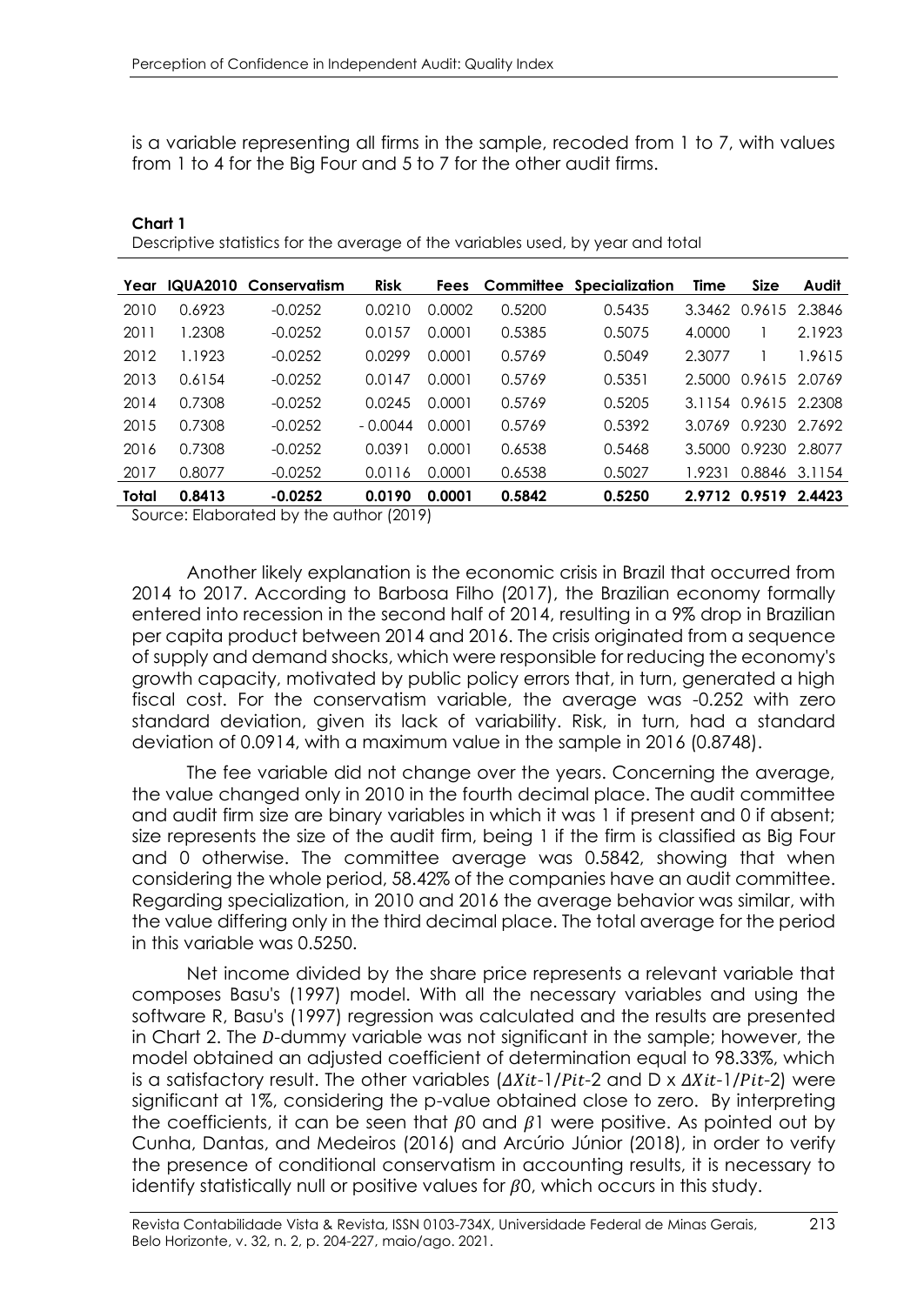is a variable representing all firms in the sample, recoded from 1 to 7, with values from 1 to 4 for the Big Four and 5 to 7 for the other audit firms.

**Chart 1**
Descriptive statistics for the average of the variables used, by year and total

| Year | IQUA2010 | Conservatism | Risk | Fees | Committee | Specialization | Time | Size | Audit |
|---|---|---|---|---|---|---|---|---|---|
| 2010 | 0.6923 | -0.0252 | 0.0210 | 0.0002 | 0.5200 | 0.5435 | 3.3462 | 0.9615 | 2.3846 |
| 2011 | 1.2308 | -0.0252 | 0.0157 | 0.0001 | 0.5385 | 0.5075 | 4.0000 | 1 | 2.1923 |
| 2012 | 1.1923 | -0.0252 | 0.0299 | 0.0001 | 0.5769 | 0.5049 | 2.3077 | 1 | 1.9615 |
| 2013 | 0.6154 | -0.0252 | 0.0147 | 0.0001 | 0.5769 | 0.5351 | 2.5000 | 0.9615 | 2.0769 |
| 2014 | 0.7308 | -0.0252 | 0.0245 | 0.0001 | 0.5769 | 0.5205 | 3.1154 | 0.9615 | 2.2308 |
| 2015 | 0.7308 | -0.0252 | - 0.0044 | 0.0001 | 0.5769 | 0.5392 | 3.0769 | 0.9230 | 2.7692 |
| 2016 | 0.7308 | -0.0252 | 0.0391 | 0.0001 | 0.6538 | 0.5468 | 3.5000 | 0.9230 | 2.8077 |
| 2017 | 0.8077 | -0.0252 | 0.0116 | 0.0001 | 0.6538 | 0.5027 | 1.9231 | 0.8846 | 3.1154 |
| **Total** | **0.8413** | **-0.0252** | **0.0190** | **0.0001** | **0.5842** | **0.5250** | **2.9712** | **0.9519** | **2.4423** |

Source: Elaborated by the author (2019)

Another likely explanation is the economic crisis in Brazil that occurred from 2014 to 2017. According to Barbosa Filho (2017), the Brazilian economy formally entered into recession in the second half of 2014, resulting in a 9% drop in Brazilian per capita product between 2014 and 2016. The crisis originated from a sequence of supply and demand shocks, which were responsible for reducing the economy's growth capacity, motivated by public policy errors that, in turn, generated a high fiscal cost. For the conservatism variable, the average was -0.252 with zero standard deviation, given its lack of variability. Risk, in turn, had a standard deviation of 0.0914, with a maximum value in the sample in 2016 (0.8748).

The fee variable did not change over the years. Concerning the average, the value changed only in 2010 in the fourth decimal place. The audit committee and audit firm size are binary variables in which it was 1 if present and 0 if absent; size represents the size of the audit firm, being 1 if the firm is classified as Big Four and 0 otherwise. The committee average was 0.5842, showing that when considering the whole period, 58.42% of the companies have an audit committee. Regarding specialization, in 2010 and 2016 the average behavior was similar, with the value differing only in the third decimal place. The total average for the period in this variable was 0.5250.

Net income divided by the share price represents a relevant variable that composes Basu's (1997) model. With all the necessary variables and using the software R, Basu's (1997) regression was calculated and the results are presented in Chart 2. The $D$-dummy variable was not significant in the sample; however, the model obtained an adjusted coefficient of determination equal to 98.33%, which is a satisfactory result. The other variables ($\Delta Xit$-1/$Pit$-2 and D x $\Delta Xit$-1/$Pit$-2) were significant at 1%, considering the p-value obtained close to zero. By interpreting the coefficients, it can be seen that $\beta 0$ and $\beta 1$ were positive. As pointed out by Cunha, Dantas, and Medeiros (2016) and Arcúrio Júnior (2018), in order to verify the presence of conditional conservatism in accounting results, it is necessary to identify statistically null or positive values for $\beta 0$, which occurs in this study.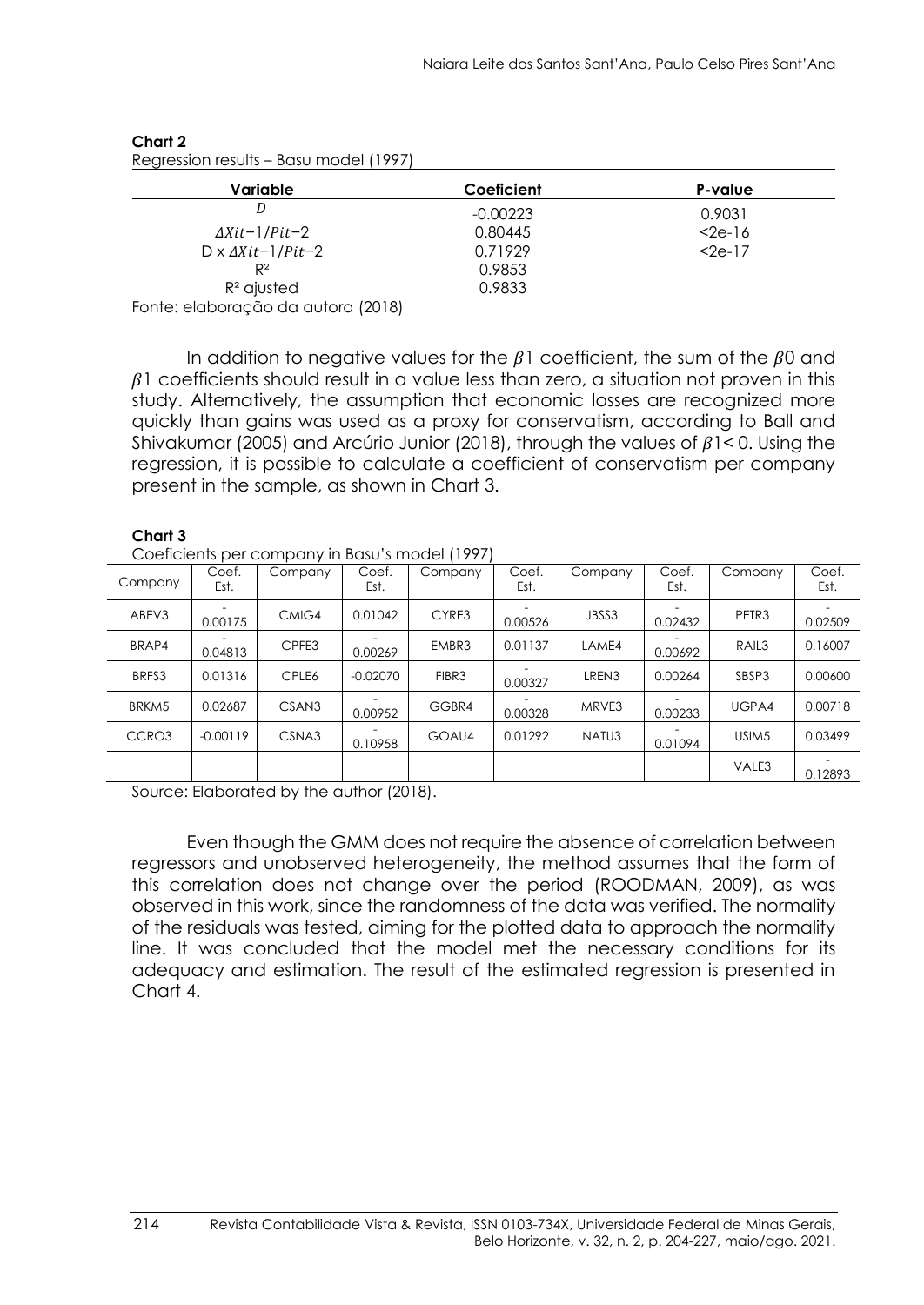**Chart 2**
Regression results – Basu model (1997)

| Variable | Coeficient | P-value |
|---|---|---|
| $D$ | -0.00223 | 0.9031 |
| $\Delta Xit{-}1/Pit{-}2$ | 0.80445 | <2e-16 |
| D x $\Delta Xit{-}1/Pit{-}2$ | 0.71929 | <2e-17 |
| R² | 0.9853 | |
| R² ajusted | 0.9833 | |

Fonte: elaboração da autora (2018)

In addition to negative values for the $\beta 1$ coefficient, the sum of the $\beta 0$ and $\beta 1$ coefficients should result in a value less than zero, a situation not proven in this study. Alternatively, the assumption that economic losses are recognized more quickly than gains was used as a proxy for conservatism, according to Ball and Shivakumar (2005) and Arcúrio Junior (2018), through the values of $\beta 1 < 0$. Using the regression, it is possible to calculate a coefficient of conservatism per company present in the sample, as shown in Chart 3.

**Chart 3**
Coeficients per company in Basu's model (1997)

| Company | Coef. Est. | Company | Coef. Est. | Company | Coef. Est. | Company | Coef. Est. | Company | Coef. Est. |
|---|---|---|---|---|---|---|---|---|---|
| ABEV3 | -0.00175 | CMIG4 | 0.01042 | CYRE3 | -0.00526 | JBSS3 | -0.02432 | PETR3 | -0.02509 |
| BRAP4 | -0.04813 | CPFE3 | -0.00269 | EMBR3 | 0.01137 | LAME4 | -0.00692 | RAIL3 | 0.16007 |
| BRFS3 | 0.01316 | CPLE6 | -0.02070 | FIBR3 | -0.00327 | LREN3 | 0.00264 | SBSP3 | 0.00600 |
| BRKM5 | 0.02687 | CSAN3 | -0.00952 | GGBR4 | -0.00328 | MRVE3 | -0.00233 | UGPA4 | 0.00718 |
| CCRO3 | -0.00119 | CSNA3 | -0.10958 | GOAU4 | 0.01292 | NATU3 | -0.01094 | USIM5 | 0.03499 |
| | | | | | | | | VALE3 | -0.12893 |

Source: Elaborated by the author (2018).

Even though the GMM does not require the absence of correlation between regressors and unobserved heterogeneity, the method assumes that the form of this correlation does not change over the period (ROODMAN, 2009), as was observed in this work, since the randomness of the data was verified. The normality of the residuals was tested, aiming for the plotted data to approach the normality line. It was concluded that the model met the necessary conditions for its adequacy and estimation. The result of the estimated regression is presented in Chart 4.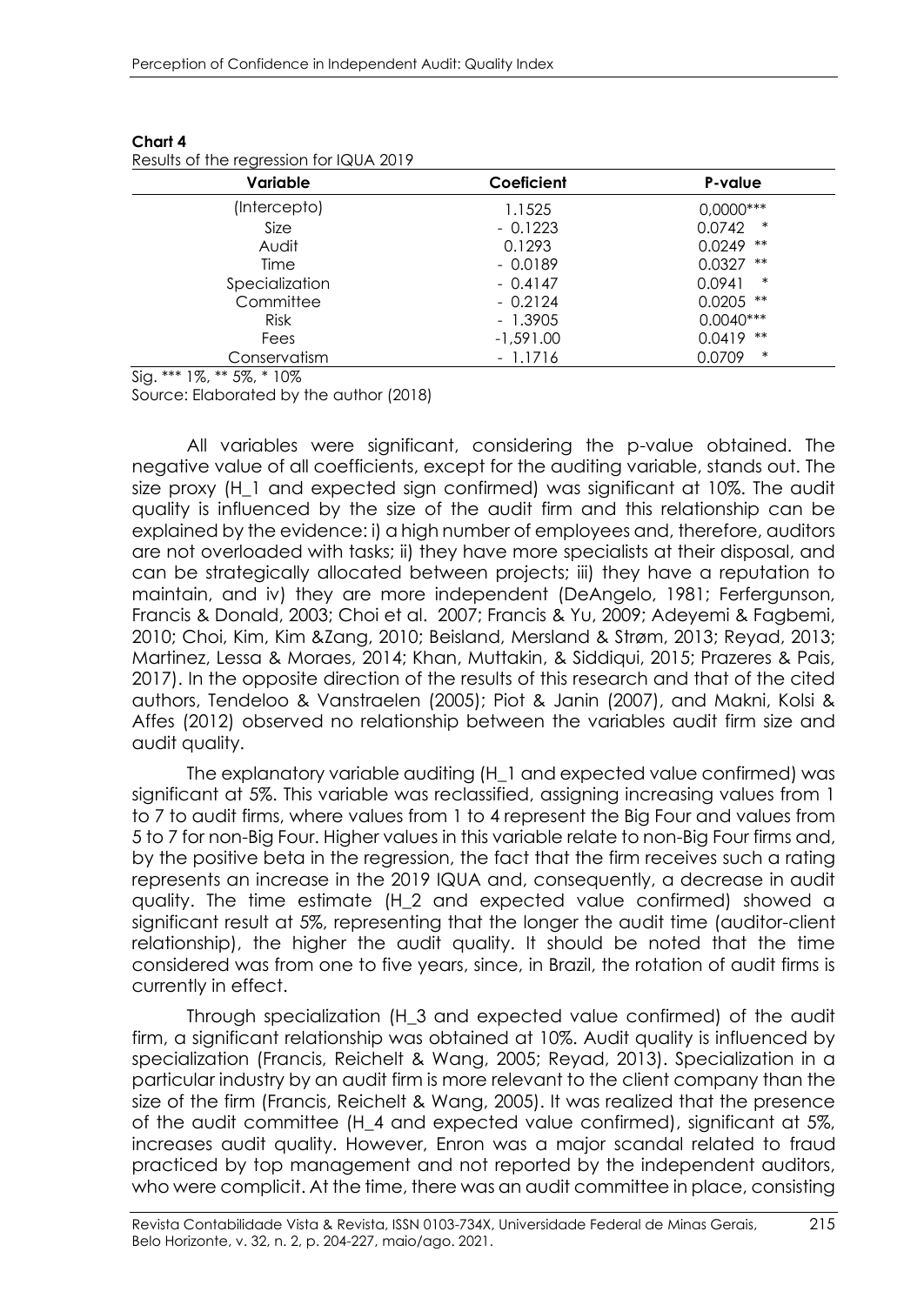**Chart 4**
Results of the regression for IQUA 2019

| Variable | Coeficient | P-value |
|---|---|---|
| (Intercepto) | 1.1525 | 0,0000*** |
| Size | - 0.1223 | 0.0742 * |
| Audit | 0.1293 | 0.0249 ** |
| Time | - 0.0189 | 0.0327 ** |
| Specialization | - 0.4147 | 0.0941 * |
| Committee | - 0.2124 | 0.0205 ** |
| Risk | - 1.3905 | 0.0040*** |
| Fees | -1,591.00 | 0.0419 ** |
| Conservatism | - 1.1716 | 0.0709 * |

Sig. *** 1%, ** 5%, * 10%

Source: Elaborated by the author (2018)

All variables were significant, considering the p-value obtained. The negative value of all coefficients, except for the auditing variable, stands out. The size proxy (H_1 and expected sign confirmed) was significant at 10%. The audit quality is influenced by the size of the audit firm and this relationship can be explained by the evidence: i) a high number of employees and, therefore, auditors are not overloaded with tasks; ii) they have more specialists at their disposal, and can be strategically allocated between projects; iii) they have a reputation to maintain, and iv) they are more independent (DeAngelo, 1981; Ferfergunson, Francis & Donald, 2003; Choi et al. 2007; Francis & Yu, 2009; Adeyemi & Fagbemi, 2010; Choi, Kim, Kim &Zang, 2010; Beisland, Mersland & Strøm, 2013; Reyad, 2013; Martinez, Lessa & Moraes, 2014; Khan, Muttakin, & Siddiqui, 2015; Prazeres & Pais, 2017). In the opposite direction of the results of this research and that of the cited authors, Tendeloo & Vanstraelen (2005); Piot & Janin (2007), and Makni, Kolsi & Affes (2012) observed no relationship between the variables audit firm size and audit quality.

The explanatory variable auditing (H_1 and expected value confirmed) was significant at 5%. This variable was reclassified, assigning increasing values from 1 to 7 to audit firms, where values from 1 to 4 represent the Big Four and values from 5 to 7 for non-Big Four. Higher values in this variable relate to non-Big Four firms and, by the positive beta in the regression, the fact that the firm receives such a rating represents an increase in the 2019 IQUA and, consequently, a decrease in audit quality. The time estimate (H_2 and expected value confirmed) showed a significant result at 5%, representing that the longer the audit time (auditor-client relationship), the higher the audit quality. It should be noted that the time considered was from one to five years, since, in Brazil, the rotation of audit firms is currently in effect.

Through specialization (H_3 and expected value confirmed) of the audit firm, a significant relationship was obtained at 10%. Audit quality is influenced by specialization (Francis, Reichelt & Wang, 2005; Reyad, 2013). Specialization in a particular industry by an audit firm is more relevant to the client company than the size of the firm (Francis, Reichelt & Wang, 2005). It was realized that the presence of the audit committee (H_4 and expected value confirmed), significant at 5%, increases audit quality. However, Enron was a major scandal related to fraud practiced by top management and not reported by the independent auditors, who were complicit. At the time, there was an audit committee in place, consisting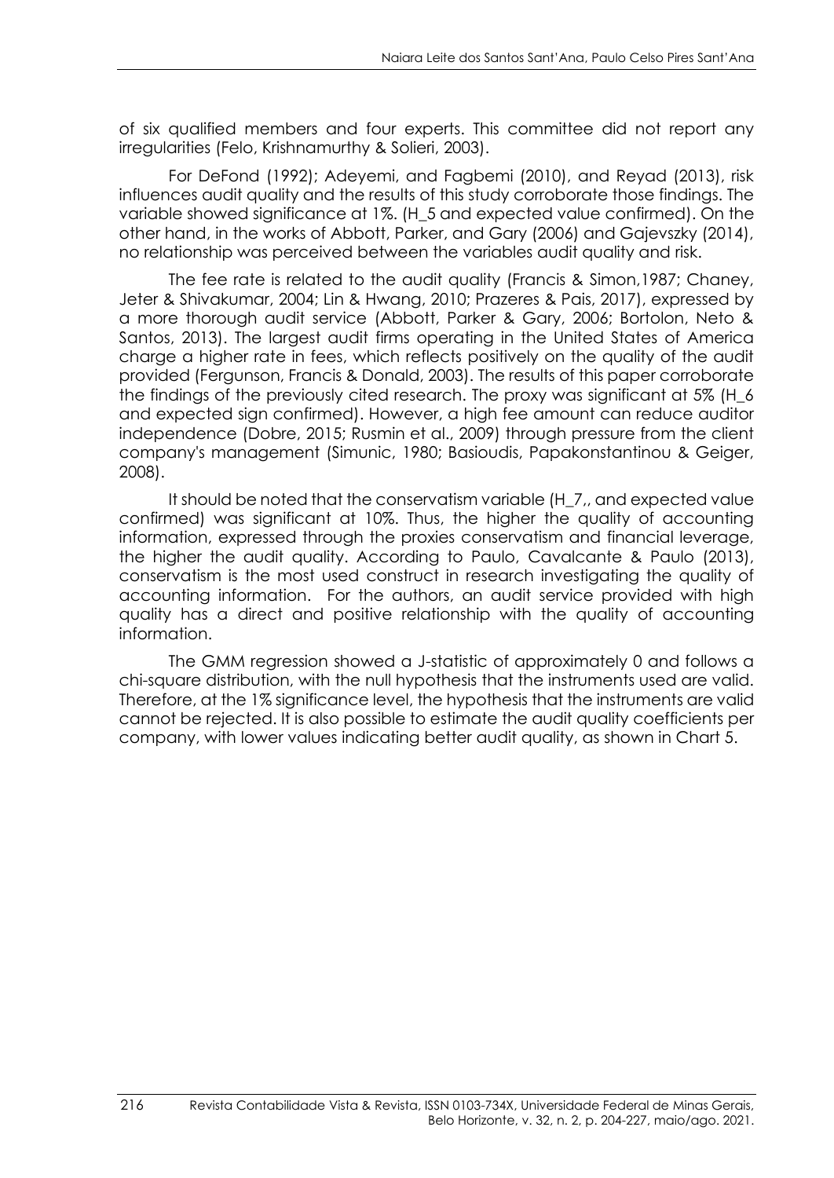of six qualified members and four experts. This committee did not report any irregularities (Felo, Krishnamurthy & Solieri, 2003).

For DeFond (1992); Adeyemi, and Fagbemi (2010), and Reyad (2013), risk influences audit quality and the results of this study corroborate those findings. The variable showed significance at 1%. (H_5 and expected value confirmed). On the other hand, in the works of Abbott, Parker, and Gary (2006) and Gajevszky (2014), no relationship was perceived between the variables audit quality and risk.

The fee rate is related to the audit quality (Francis & Simon,1987; Chaney, Jeter & Shivakumar, 2004; Lin & Hwang, 2010; Prazeres & Pais, 2017), expressed by a more thorough audit service (Abbott, Parker & Gary, 2006; Bortolon, Neto & Santos, 2013). The largest audit firms operating in the United States of America charge a higher rate in fees, which reflects positively on the quality of the audit provided (Fergunson, Francis & Donald, 2003). The results of this paper corroborate the findings of the previously cited research. The proxy was significant at 5% (H_6 and expected sign confirmed). However, a high fee amount can reduce auditor independence (Dobre, 2015; Rusmin et al., 2009) through pressure from the client company's management (Simunic, 1980; Basioudis, Papakonstantinou & Geiger, 2008).

It should be noted that the conservatism variable (H_7,, and expected value confirmed) was significant at 10%. Thus, the higher the quality of accounting information, expressed through the proxies conservatism and financial leverage, the higher the audit quality. According to Paulo, Cavalcante & Paulo (2013), conservatism is the most used construct in research investigating the quality of accounting information. For the authors, an audit service provided with high quality has a direct and positive relationship with the quality of accounting information.

The GMM regression showed a J-statistic of approximately 0 and follows a chi-square distribution, with the null hypothesis that the instruments used are valid. Therefore, at the 1% significance level, the hypothesis that the instruments are valid cannot be rejected. It is also possible to estimate the audit quality coefficients per company, with lower values indicating better audit quality, as shown in Chart 5.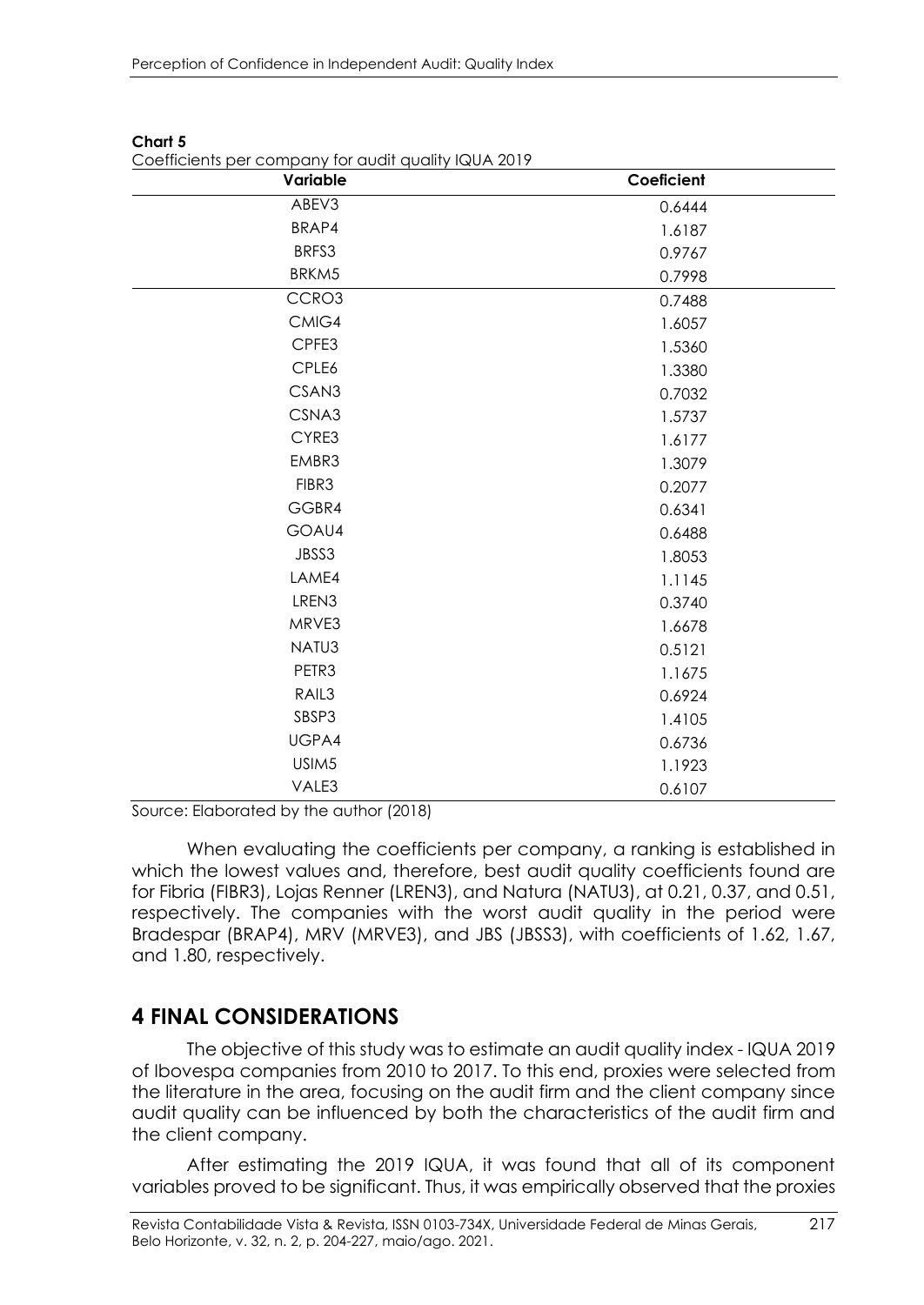**Chart 5**
Coefficients per company for audit quality IQUA 2019

| Variable | Coeficient |
|---|---|
| ABEV3 | 0.6444 |
| BRAP4 | 1.6187 |
| BRFS3 | 0.9767 |
| BRKM5 | 0.7998 |
| CCRO3 | 0.7488 |
| CMIG4 | 1.6057 |
| CPFE3 | 1.5360 |
| CPLE6 | 1.3380 |
| CSAN3 | 0.7032 |
| CSNA3 | 1.5737 |
| CYRE3 | 1.6177 |
| EMBR3 | 1.3079 |
| FIBR3 | 0.2077 |
| GGBR4 | 0.6341 |
| GOAU4 | 0.6488 |
| JBSS3 | 1.8053 |
| LAME4 | 1.1145 |
| LREN3 | 0.3740 |
| MRVE3 | 1.6678 |
| NATU3 | 0.5121 |
| PETR3 | 1.1675 |
| RAIL3 | 0.6924 |
| SBSP3 | 1.4105 |
| UGPA4 | 0.6736 |
| USIM5 | 1.1923 |
| VALE3 | 0.6107 |

Source: Elaborated by the author (2018)

When evaluating the coefficients per company, a ranking is established in which the lowest values and, therefore, best audit quality coefficients found are for Fibria (FIBR3), Lojas Renner (LREN3), and Natura (NATU3), at 0.21, 0.37, and 0.51, respectively. The companies with the worst audit quality in the period were Bradespar (BRAP4), MRV (MRVE3), and JBS (JBSS3), with coefficients of 1.62, 1.67, and 1.80, respectively.

## 4 FINAL CONSIDERATIONS

The objective of this study was to estimate an audit quality index - IQUA 2019 of Ibovespa companies from 2010 to 2017. To this end, proxies were selected from the literature in the area, focusing on the audit firm and the client company since audit quality can be influenced by both the characteristics of the audit firm and the client company.

After estimating the 2019 IQUA, it was found that all of its component variables proved to be significant. Thus, it was empirically observed that the proxies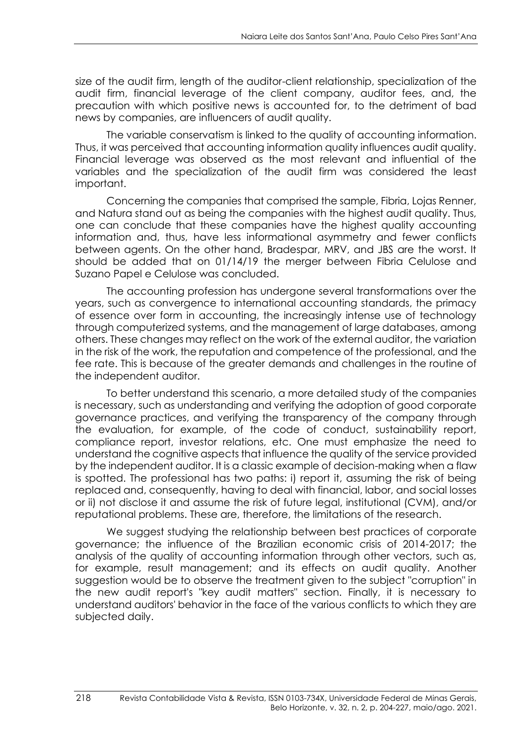size of the audit firm, length of the auditor-client relationship, specialization of the audit firm, financial leverage of the client company, auditor fees, and, the precaution with which positive news is accounted for, to the detriment of bad news by companies, are influencers of audit quality.

The variable conservatism is linked to the quality of accounting information. Thus, it was perceived that accounting information quality influences audit quality. Financial leverage was observed as the most relevant and influential of the variables and the specialization of the audit firm was considered the least important.

Concerning the companies that comprised the sample, Fibria, Lojas Renner, and Natura stand out as being the companies with the highest audit quality. Thus, one can conclude that these companies have the highest quality accounting information and, thus, have less informational asymmetry and fewer conflicts between agents. On the other hand, Bradespar, MRV, and JBS are the worst. It should be added that on 01/14/19 the merger between Fibria Celulose and Suzano Papel e Celulose was concluded.

The accounting profession has undergone several transformations over the years, such as convergence to international accounting standards, the primacy of essence over form in accounting, the increasingly intense use of technology through computerized systems, and the management of large databases, among others. These changes may reflect on the work of the external auditor, the variation in the risk of the work, the reputation and competence of the professional, and the fee rate. This is because of the greater demands and challenges in the routine of the independent auditor.

To better understand this scenario, a more detailed study of the companies is necessary, such as understanding and verifying the adoption of good corporate governance practices, and verifying the transparency of the company through the evaluation, for example, of the code of conduct, sustainability report, compliance report, investor relations, etc. One must emphasize the need to understand the cognitive aspects that influence the quality of the service provided by the independent auditor. It is a classic example of decision-making when a flaw is spotted. The professional has two paths: i) report it, assuming the risk of being replaced and, consequently, having to deal with financial, labor, and social losses or ii) not disclose it and assume the risk of future legal, institutional (CVM), and/or reputational problems. These are, therefore, the limitations of the research.

We suggest studying the relationship between best practices of corporate governance; the influence of the Brazilian economic crisis of 2014-2017; the analysis of the quality of accounting information through other vectors, such as, for example, result management; and its effects on audit quality. Another suggestion would be to observe the treatment given to the subject "corruption" in the new audit report's "key audit matters" section. Finally, it is necessary to understand auditors' behavior in the face of the various conflicts to which they are subjected daily.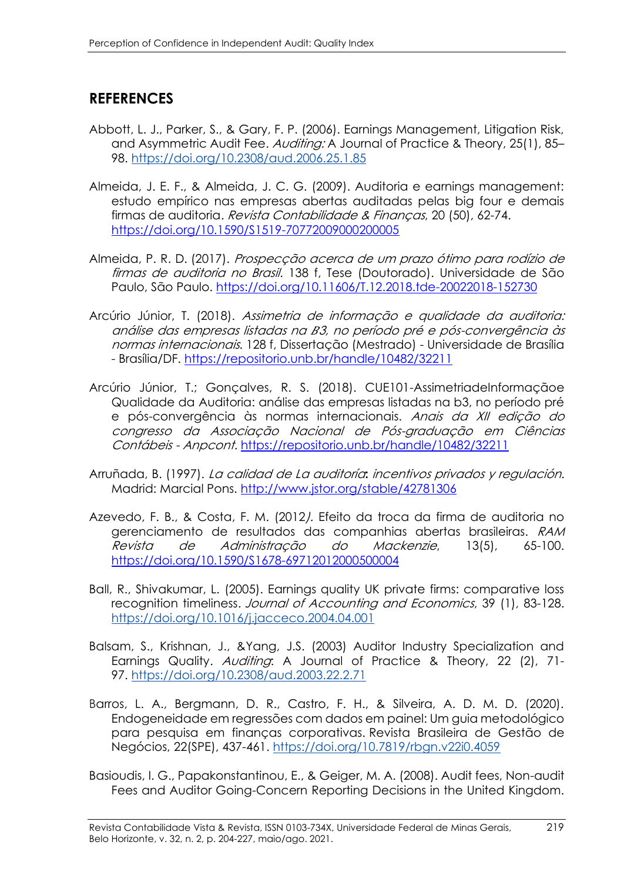## REFERENCES

Abbott, L. J., Parker, S., & Gary, F. P. (2006). Earnings Management, Litigation Risk, and Asymmetric Audit Fee. *Auditing:* A Journal of Practice & Theory, 25(1), 85–98. https://doi.org/10.2308/aud.2006.25.1.85

Almeida, J. E. F., & Almeida, J. C. G. (2009). Auditoria e earnings management: estudo empírico nas empresas abertas auditadas pelas big four e demais firmas de auditoria. *Revista Contabilidade & Finanças*, 20 (50), 62-74. https://doi.org/10.1590/S1519-70772009000200005

Almeida, P. R. D. (2017). *Prospecção acerca de um prazo ótimo para rodízio de firmas de auditoria no Brasil.* 138 f, Tese (Doutorado). Universidade de São Paulo, São Paulo. https://doi.org/10.11606/T.12.2018.tde-20022018-152730

Arcúrio Júnior, T. (2018). *Assimetria de informação e qualidade da auditoria: análise das empresas listadas na B3, no período pré e pós-convergência às normas internacionais.* 128 f, Dissertação (Mestrado) - Universidade de Brasília - Brasília/DF. https://repositorio.unb.br/handle/10482/32211

Arcúrio Júnior, T.; Gonçalves, R. S. (2018). CUE101-AssimetriadeInformaçãoe Qualidade da Auditoria: análise das empresas listadas na b3, no período pré e pós-convergência às normas internacionais. *Anais da XII edição do congresso da Associação Nacional de Pós-graduação em Ciências Contábeis - Anpcont.* https://repositorio.unb.br/handle/10482/32211

Arruñada, B. (1997). *La calidad de La auditoría: incentivos privados y regulación.* Madrid: Marcial Pons. http://www.jstor.org/stable/42781306

Azevedo, F. B., & Costa, F. M. (2012*).* Efeito da troca da firma de auditoria no gerenciamento de resultados das companhias abertas brasileiras. *RAM Revista de Administração do Mackenzie*, 13(5), 65-100. https://doi.org/10.1590/S1678-69712012000500004

Ball, R., Shivakumar, L. (2005). Earnings quality UK private firms: comparative loss recognition timeliness. *Journal of Accounting and Economics*, 39 (1), 83-128. https://doi.org/10.1016/j.jacceco.2004.04.001

Balsam, S., Krishnan, J., &Yang, J.S. (2003) Auditor Industry Specialization and Earnings Quality. *Auditing*: A Journal of Practice & Theory, 22 (2), 71-97. https://doi.org/10.2308/aud.2003.22.2.71

Barros, L. A., Bergmann, D. R., Castro, F. H., & Silveira, A. D. M. D. (2020). Endogeneidade em regressões com dados em painel: Um guia metodológico para pesquisa em finanças corporativas. Revista Brasileira de Gestão de Negócios, 22(SPE), 437-461. https://doi.org/10.7819/rbgn.v22i0.4059

Basioudis, I. G., Papakonstantinou, E., & Geiger, M. A. (2008). Audit fees, Non-audit Fees and Auditor Going-Concern Reporting Decisions in the United Kingdom.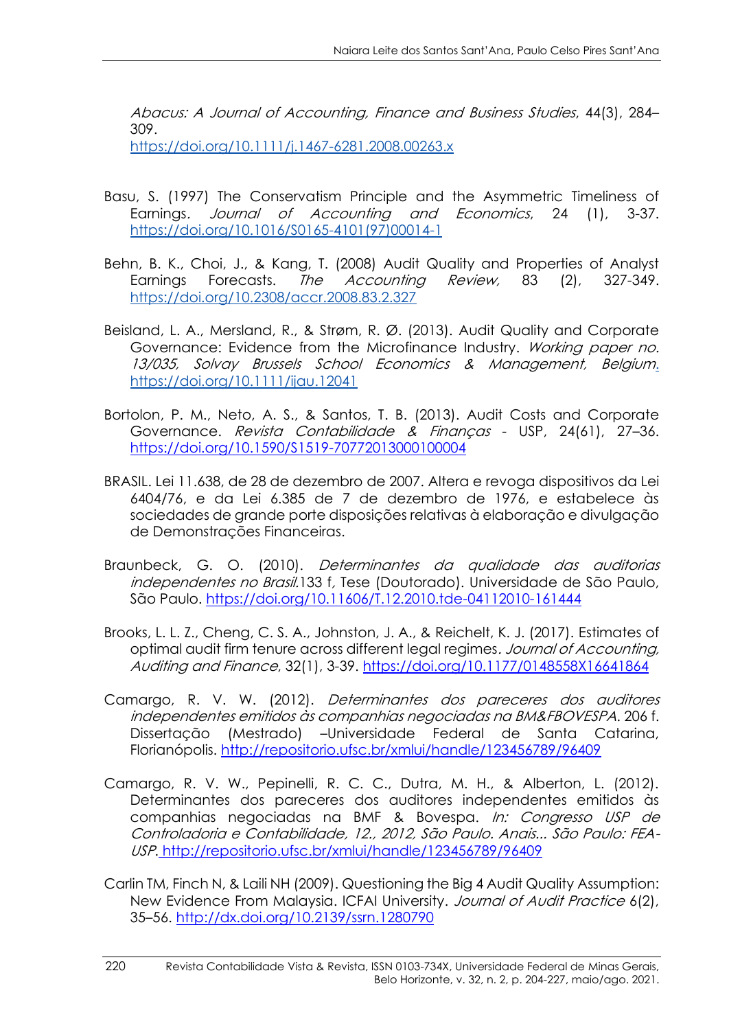*Abacus: A Journal of Accounting, Finance and Business Studies*, 44(3), 284–309. https://doi.org/10.1111/j.1467-6281.2008.00263.x

Basu, S. (1997) The Conservatism Principle and the Asymmetric Timeliness of Earnings. *Journal of Accounting and Economics*, 24 (1), 3-37. https://doi.org/10.1016/S0165-4101(97)00014-1

Behn, B. K., Choi, J., & Kang, T. (2008) Audit Quality and Properties of Analyst Earnings Forecasts. *The Accounting Review*, 83 (2), 327-349. https://doi.org/10.2308/accr.2008.83.2.327

Beisland, L. A., Mersland, R., & Strøm, R. Ø. (2013). Audit Quality and Corporate Governance: Evidence from the Microfinance Industry. *Working paper no. 13/035, Solvay Brussels School Economics & Management, Belgium*. https://doi.org/10.1111/ijau.12041

Bortolon, P. M., Neto, A. S., & Santos, T. B. (2013). Audit Costs and Corporate Governance. *Revista Contabilidade & Finanças* - USP, 24(61), 27–36. https://doi.org/10.1590/S1519-70772013000100004

BRASIL. Lei 11.638, de 28 de dezembro de 2007. Altera e revoga dispositivos da Lei 6404/76, e da Lei 6.385 de 7 de dezembro de 1976, e estabelece às sociedades de grande porte disposições relativas à elaboração e divulgação de Demonstrações Financeiras.

Braunbeck, G. O. (2010). *Determinantes da qualidade das auditorias independentes no Brasil.*133 f, Tese (Doutorado). Universidade de São Paulo, São Paulo. https://doi.org/10.11606/T.12.2010.tde-04112010-161444

Brooks, L. L. Z., Cheng, C. S. A., Johnston, J. A., & Reichelt, K. J. (2017). Estimates of optimal audit firm tenure across different legal regimes. *Journal of Accounting, Auditing and Finance*, 32(1), 3-39. https://doi.org/10.1177/0148558X16641864

Camargo, R. V. W. (2012). *Determinantes dos pareceres dos auditores independentes emitidos às companhias negociadas na BM&FBOVESPA*. 206 f. Dissertação (Mestrado) –Universidade Federal de Santa Catarina, Florianópolis. http://repositorio.ufsc.br/xmlui/handle/123456789/96409

Camargo, R. V. W., Pepinelli, R. C. C., Dutra, M. H., & Alberton, L. (2012). Determinantes dos pareceres dos auditores independentes emitidos às companhias negociadas na BMF & Bovespa. *In: Congresso USP de Controladoria e Contabilidade, 12., 2012, São Paulo. Anais... São Paulo: FEA-USP*. http://repositorio.ufsc.br/xmlui/handle/123456789/96409

Carlin TM, Finch N, & Laili NH (2009). Questioning the Big 4 Audit Quality Assumption: New Evidence From Malaysia. ICFAI University. *Journal of Audit Practice* 6(2), 35–56. http://dx.doi.org/10.2139/ssrn.1280790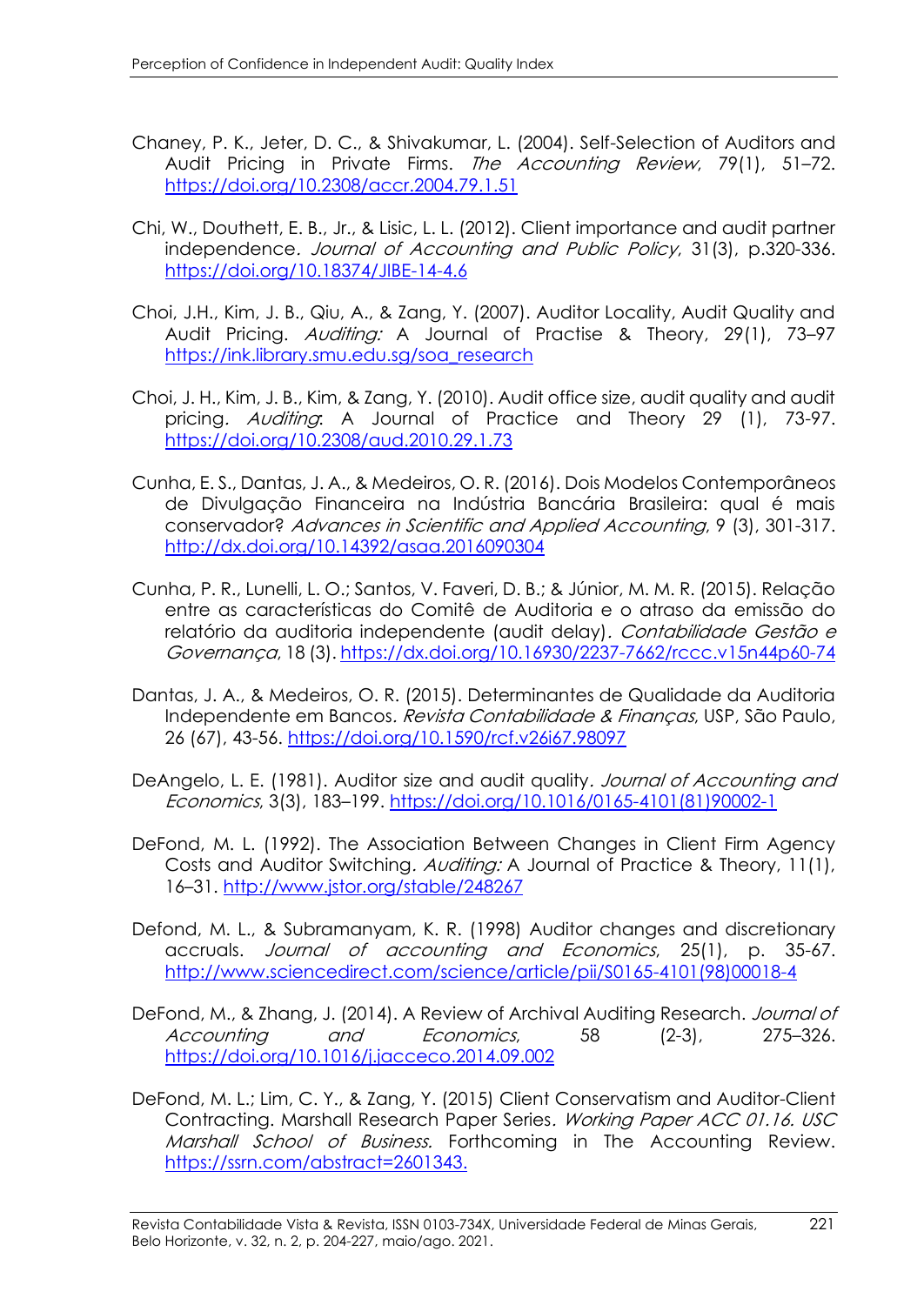Chaney, P. K., Jeter, D. C., & Shivakumar, L. (2004). Self-Selection of Auditors and Audit Pricing in Private Firms. *The Accounting Review*, 79(1), 51–72. https://doi.org/10.2308/accr.2004.79.1.51

Chi, W., Douthett, E. B., Jr., & Lisic, L. L. (2012). Client importance and audit partner independence. *Journal of Accounting and Public Policy*, 31(3), p.320-336. https://doi.org/10.18374/JIBE-14-4.6

Choi, J.H., Kim, J. B., Qiu, A., & Zang, Y. (2007). Auditor Locality, Audit Quality and Audit Pricing. *Auditing:* A Journal of Practise & Theory, 29(1), 73–97 https://ink.library.smu.edu.sg/soa_research

Choi, J. H., Kim, J. B., Kim, & Zang, Y. (2010). Audit office size, audit quality and audit pricing. *Auditing*: A Journal of Practice and Theory 29 (1), 73-97. https://doi.org/10.2308/aud.2010.29.1.73

Cunha, E. S., Dantas, J. A., & Medeiros, O. R. (2016). Dois Modelos Contemporâneos de Divulgação Financeira na Indústria Bancária Brasileira: qual é mais conservador? *Advances in Scientific and Applied Accounting*, 9 (3), 301-317. http://dx.doi.org/10.14392/asaa.2016090304

Cunha, P. R., Lunelli, L. O.; Santos, V. Faveri, D. B.; & Júnior, M. M. R. (2015). Relação entre as características do Comitê de Auditoria e o atraso da emissão do relatório da auditoria independente (audit delay). *Contabilidade Gestão e Governança*, 18 (3). https://dx.doi.org/10.16930/2237-7662/rccc.v15n44p60-74

Dantas, J. A., & Medeiros, O. R. (2015). Determinantes de Qualidade da Auditoria Independente em Bancos. *Revista Contabilidade & Finanças*, USP, São Paulo, 26 (67), 43-56. https://doi.org/10.1590/rcf.v26i67.98097

DeAngelo, L. E. (1981). Auditor size and audit quality. *Journal of Accounting and Economics*, 3(3), 183–199. https://doi.org/10.1016/0165-4101(81)90002-1

DeFond, M. L. (1992). The Association Between Changes in Client Firm Agency Costs and Auditor Switching. *Auditing:* A Journal of Practice & Theory, 11(1), 16–31. http://www.jstor.org/stable/248267

Defond, M. L., & Subramanyam, K. R. (1998) Auditor changes and discretionary accruals. *Journal of accounting and Economics*, 25(1), p. 35-67. http://www.sciencedirect.com/science/article/pii/S0165-4101(98)00018-4

DeFond, M., & Zhang, J. (2014). A Review of Archival Auditing Research. *Journal of Accounting and Economics*, 58 (2-3), 275–326. https://doi.org/10.1016/j.jacceco.2014.09.002

DeFond, M. L.; Lim, C. Y., & Zang, Y. (2015) Client Conservatism and Auditor-Client Contracting. Marshall Research Paper Series. *Working Paper ACC 01.16. USC Marshall School of Business.* Forthcoming in The Accounting Review. https://ssrn.com/abstract=2601343.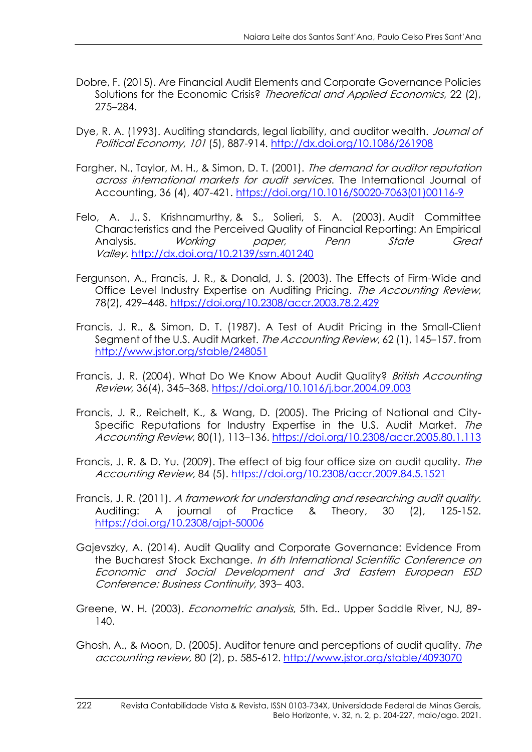Dobre, F. (2015). Are Financial Audit Elements and Corporate Governance Policies Solutions for the Economic Crisis? *Theoretical and Applied Economics*, 22 (2), 275–284.

Dye, R. A. (1993). Auditing standards, legal liability, and auditor wealth. *Journal of Political Economy*, *101* (5), 887-914. http://dx.doi.org/10.1086/261908

Fargher, N., Taylor, M. H., & Simon, D. T. (2001). *The demand for auditor reputation across international markets for audit services*. The International Journal of Accounting, 36 (4), 407-421. https://doi.org/10.1016/S0020-7063(01)00116-9

Felo, A. J., S. Krishnamurthy, & S., Solieri, S. A. (2003). Audit Committee Characteristics and the Perceived Quality of Financial Reporting: An Empirical Analysis. *Working paper, Penn State Great Valley*. http://dx.doi.org/10.2139/ssrn.401240

Fergunson, A., Francis, J. R., & Donald, J. S. (2003). The Effects of Firm-Wide and Office Level Industry Expertise on Auditing Pricing. *The Accounting Review*, 78(2), 429–448. https://doi.org/10.2308/accr.2003.78.2.429

Francis, J. R., & Simon, D. T. (1987). A Test of Audit Pricing in the Small-Client Segment of the U.S. Audit Market. *The Accounting Review*, 62 (1), 145–157. from http://www.jstor.org/stable/248051

Francis, J. R. (2004). What Do We Know About Audit Quality? *British Accounting Review*, 36(4), 345–368. https://doi.org/10.1016/j.bar.2004.09.003

Francis, J. R., Reichelt, K., & Wang, D. (2005). The Pricing of National and City-Specific Reputations for Industry Expertise in the U.S. Audit Market. *The Accounting Review*, 80(1), 113–136. https://doi.org/10.2308/accr.2005.80.1.113

Francis, J. R. & D. Yu. (2009). The effect of big four office size on audit quality. *The Accounting Review*, 84 (5). https://doi.org/10.2308/accr.2009.84.5.1521

Francis, J. R. (2011). *A framework for understanding and researching audit quality.* Auditing: A journal of Practice & Theory, 30 (2), 125-152. https://doi.org/10.2308/ajpt-50006

Gajevszky, A. (2014). Audit Quality and Corporate Governance: Evidence From the Bucharest Stock Exchange. *In 6th International Scientific Conference on Economic and Social Development and 3rd Eastern European ESD Conference: Business Continuity*, 393– 403.

Greene, W. H. (2003). *Econometric analysis*, 5th. Ed.. Upper Saddle River, NJ, 89-140.

Ghosh, A., & Moon, D. (2005). Auditor tenure and perceptions of audit quality. *The accounting review*, 80 (2), p. 585-612. http://www.jstor.org/stable/4093070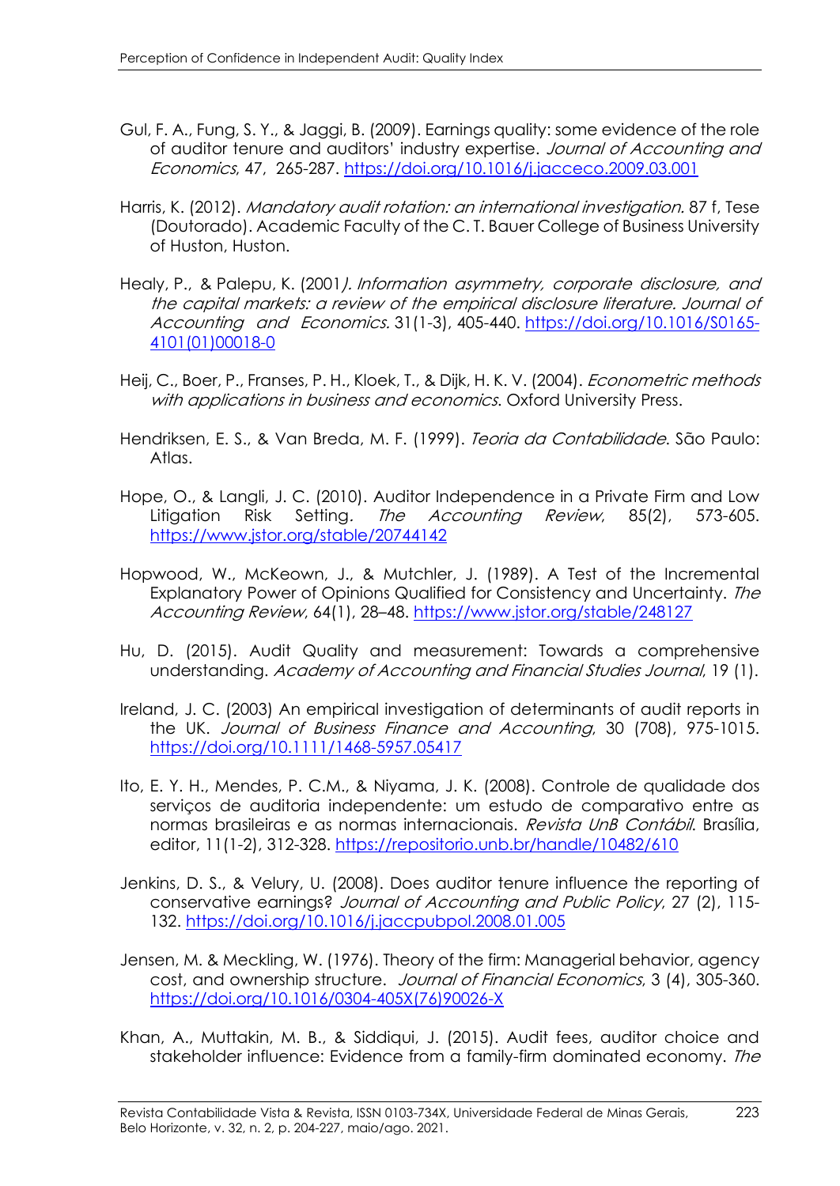Gul, F. A., Fung, S. Y., & Jaggi, B. (2009). Earnings quality: some evidence of the role of auditor tenure and auditors' industry expertise. *Journal of Accounting and Economics*, 47, 265-287. https://doi.org/10.1016/j.jacceco.2009.03.001

Harris, K. (2012). *Mandatory audit rotation: an international investigation.* 87 f, Tese (Doutorado). Academic Faculty of the C. T. Bauer College of Business University of Huston, Huston.

Healy, P., & Palepu, K. (2001*). Information asymmetry, corporate disclosure, and the capital markets: a review of the empirical disclosure literature. Journal of Accounting and Economics.* 31(1-3), 405-440. https://doi.org/10.1016/S0165-4101(01)00018-0

Heij, C., Boer, P., Franses, P. H., Kloek, T., & Dijk, H. K. V. (2004). *Econometric methods with applications in business and economics*. Oxford University Press.

Hendriksen, E. S., & Van Breda, M. F. (1999). *Teoria da Contabilidade*. São Paulo: Atlas.

Hope, O., & Langli, J. C. (2010). Auditor Independence in a Private Firm and Low Litigation Risk Setting. *The Accounting Review*, 85(2), 573-605. https://www.jstor.org/stable/20744142

Hopwood, W., McKeown, J., & Mutchler, J. (1989). A Test of the Incremental Explanatory Power of Opinions Qualified for Consistency and Uncertainty. *The Accounting Review*, 64(1), 28–48. https://www.jstor.org/stable/248127

Hu, D. (2015). Audit Quality and measurement: Towards a comprehensive understanding. *Academy of Accounting and Financial Studies Journal*, 19 (1).

Ireland, J. C. (2003) An empirical investigation of determinants of audit reports in the UK. *Journal of Business Finance and Accounting*, 30 (708), 975-1015. https://doi.org/10.1111/1468-5957.05417

Ito, E. Y. H., Mendes, P. C.M., & Niyama, J. K. (2008). Controle de qualidade dos serviços de auditoria independente: um estudo de comparativo entre as normas brasileiras e as normas internacionais. *Revista UnB Contábil*. Brasília, editor, 11(1-2), 312-328. https://repositorio.unb.br/handle/10482/610

Jenkins, D. S., & Velury, U. (2008). Does auditor tenure influence the reporting of conservative earnings? *Journal of Accounting and Public Policy*, 27 (2), 115-132. https://doi.org/10.1016/j.jaccpubpol.2008.01.005

Jensen, M. & Meckling, W. (1976). Theory of the firm: Managerial behavior, agency cost, and ownership structure. *Journal of Financial Economics*, 3 (4), 305-360. https://doi.org/10.1016/0304-405X(76)90026-X

Khan, A., Muttakin, M. B., & Siddiqui, J. (2015). Audit fees, auditor choice and stakeholder influence: Evidence from a family-firm dominated economy. *The*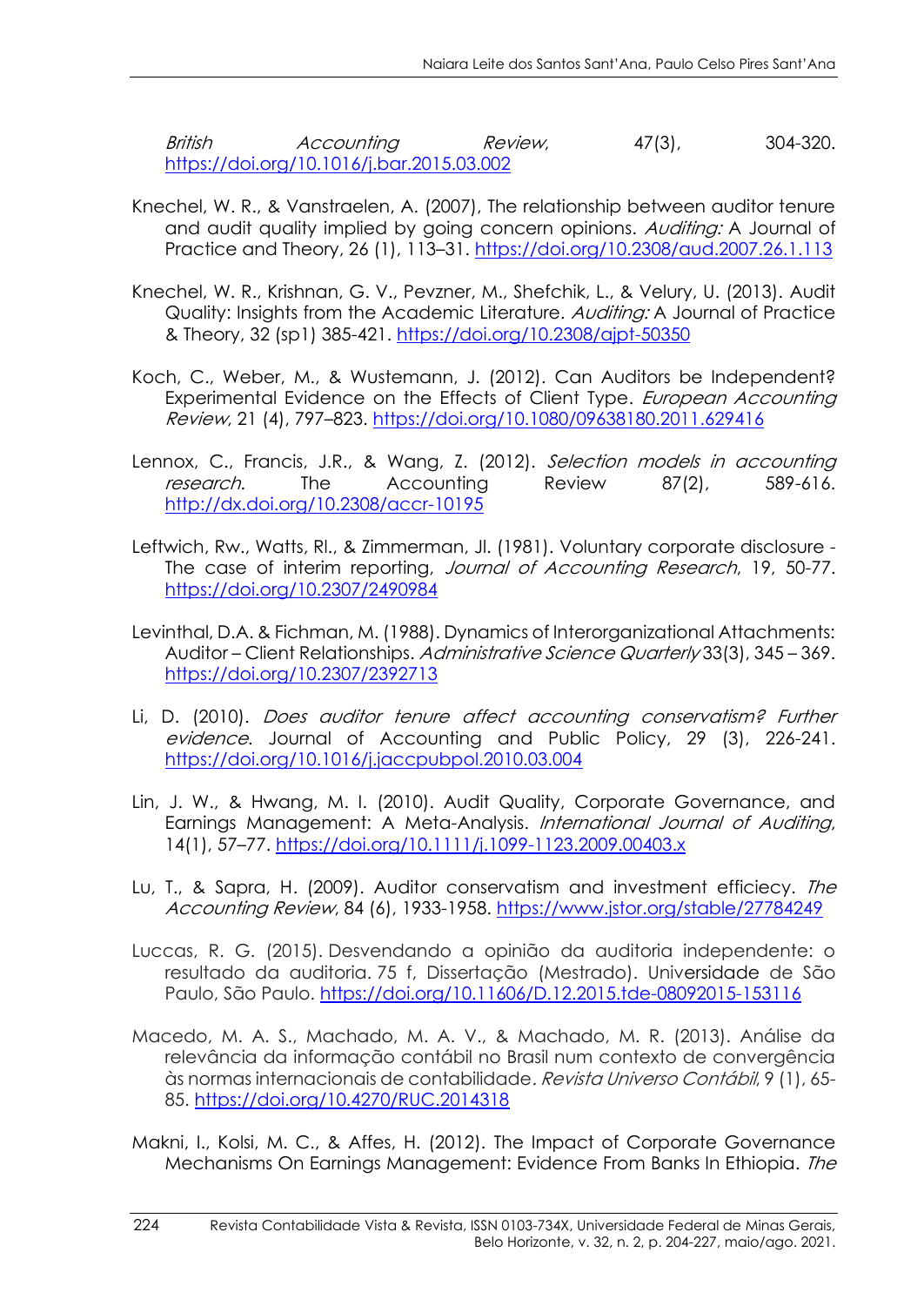*British Accounting Review*, 47(3), 304-320. https://doi.org/10.1016/j.bar.2015.03.002

Knechel, W. R., & Vanstraelen, A. (2007), The relationship between auditor tenure and audit quality implied by going concern opinions. *Auditing:* A Journal of Practice and Theory, 26 (1), 113–31. https://doi.org/10.2308/aud.2007.26.1.113

Knechel, W. R., Krishnan, G. V., Pevzner, M., Shefchik, L., & Velury, U. (2013). Audit Quality: Insights from the Academic Literature. *Auditing:* A Journal of Practice & Theory, 32 (sp1) 385-421. https://doi.org/10.2308/ajpt-50350

Koch, C., Weber, M., & Wustemann, J. (2012). Can Auditors be Independent? Experimental Evidence on the Effects of Client Type. *European Accounting Review*, 21 (4), 797–823. https://doi.org/10.1080/09638180.2011.629416

Lennox, C., Francis, J.R., & Wang, Z. (2012). *Selection models in accounting research*. The Accounting Review 87(2), 589-616. http://dx.doi.org/10.2308/accr-10195

Leftwich, Rw., Watts, Rl., & Zimmerman, Jl. (1981). Voluntary corporate disclosure - The case of interim reporting, *Journal of Accounting Research*, 19, 50-77. https://doi.org/10.2307/2490984

Levinthal, D.A. & Fichman, M. (1988). Dynamics of Interorganizational Attachments: Auditor – Client Relationships. *Administrative Science Quarterly* 33(3), 345 – 369. https://doi.org/10.2307/2392713

Li, D. (2010). *Does auditor tenure affect accounting conservatism? Further evidence*. Journal of Accounting and Public Policy, 29 (3), 226-241. https://doi.org/10.1016/j.jaccpubpol.2010.03.004

Lin, J. W., & Hwang, M. I. (2010). Audit Quality, Corporate Governance, and Earnings Management: A Meta-Analysis. *International Journal of Auditing*, 14(1), 57–77. https://doi.org/10.1111/j.1099-1123.2009.00403.x

Lu, T., & Sapra, H. (2009). Auditor conservatism and investment efficiecy. *The Accounting Review*, 84 (6), 1933-1958. https://www.jstor.org/stable/27784249

Luccas, R. G. (2015). Desvendando a opinião da auditoria independente: o resultado da auditoria. 75 f, Dissertação (Mestrado). Universidade de São Paulo, São Paulo. https://doi.org/10.11606/D.12.2015.tde-08092015-153116

Macedo, M. A. S., Machado, M. A. V., & Machado, M. R. (2013). Análise da relevância da informação contábil no Brasil num contexto de convergência às normas internacionais de contabilidade*. Revista Universo Contábil*, 9 (1), 65-85. https://doi.org/10.4270/RUC.2014318

Makni, I., Kolsi, M. C., & Affes, H. (2012). The Impact of Corporate Governance Mechanisms On Earnings Management: Evidence From Banks In Ethiopia. *The*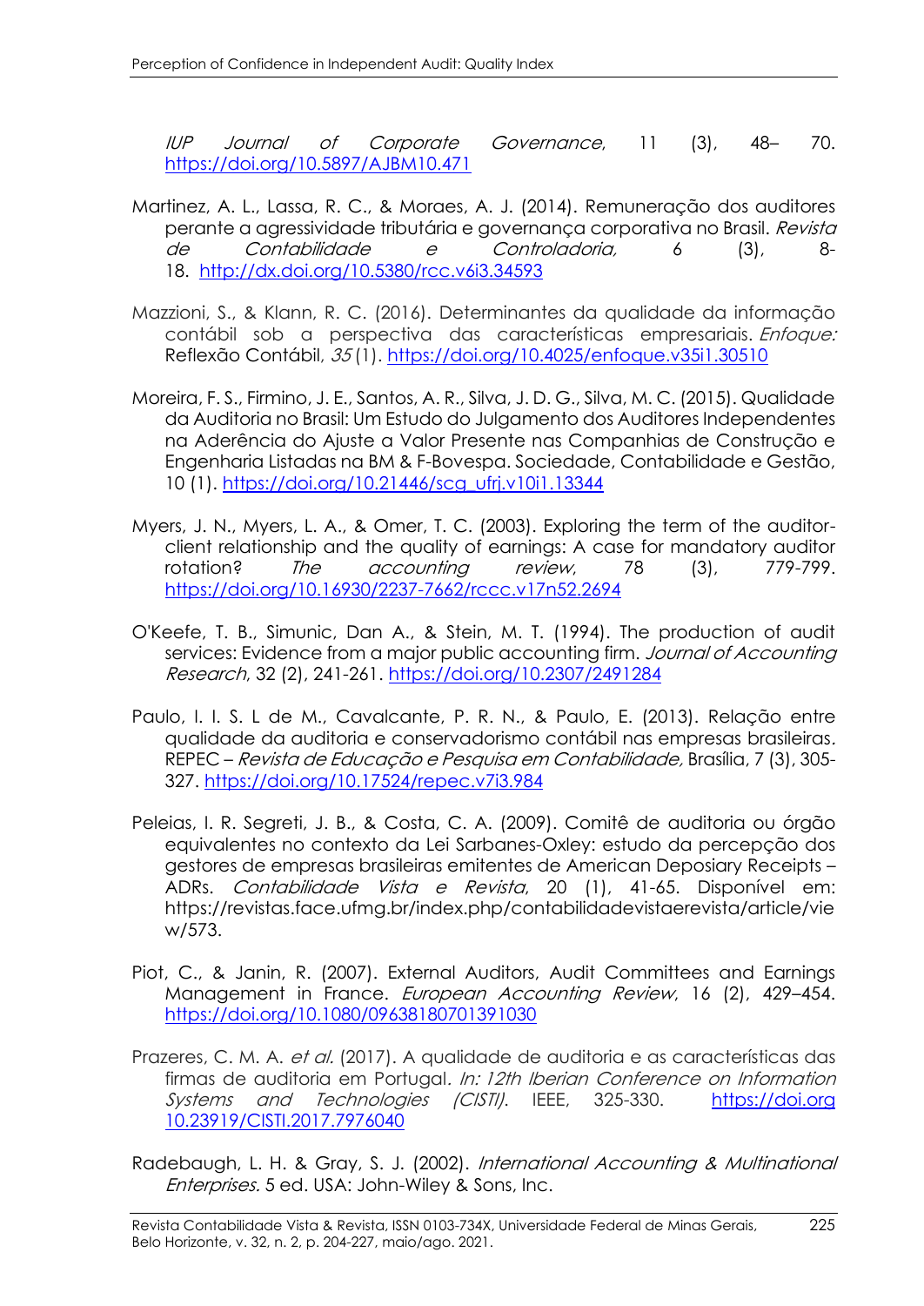*IUP Journal of Corporate Governance*, 11 (3), 48– 70. https://doi.org/10.5897/AJBM10.471

Martinez, A. L., Lassa, R. C., & Moraes, A. J. (2014). Remuneração dos auditores perante a agressividade tributária e governança corporativa no Brasil. *Revista de Contabilidade e Controladoria,* 6 (3), 8-18. http://dx.doi.org/10.5380/rcc.v6i3.34593

Mazzioni, S., & Klann, R. C. (2016). Determinantes da qualidade da informação contábil sob a perspectiva das características empresariais. *Enfoque:* Reflexão Contábil, *35* (1). https://doi.org/10.4025/enfoque.v35i1.30510

Moreira, F. S., Firmino, J. E., Santos, A. R., Silva, J. D. G., Silva, M. C. (2015). Qualidade da Auditoria no Brasil: Um Estudo do Julgamento dos Auditores Independentes na Aderência do Ajuste a Valor Presente nas Companhias de Construção e Engenharia Listadas na BM & F-Bovespa. Sociedade, Contabilidade e Gestão, 10 (1). https://doi.org/10.21446/scg_ufrj.v10i1.13344

Myers, J. N., Myers, L. A., & Omer, T. C. (2003). Exploring the term of the auditor-client relationship and the quality of earnings: A case for mandatory auditor rotation? *The accounting review*, 78 (3), 779-799. https://doi.org/10.16930/2237-7662/rccc.v17n52.2694

O'Keefe, T. B., Simunic, Dan A., & Stein, M. T. (1994). The production of audit services: Evidence from a major public accounting firm. *Journal of Accounting Research*, 32 (2), 241-261. https://doi.org/10.2307/2491284

Paulo, I. I. S. L de M., Cavalcante, P. R. N., & Paulo, E. (2013). Relação entre qualidade da auditoria e conservadorismo contábil nas empresas brasileiras. REPEC – *Revista de Educação e Pesquisa em Contabilidade,* Brasília, 7 (3), 305-327. https://doi.org/10.17524/repec.v7i3.984

Peleias, I. R. Segreti, J. B., & Costa, C. A. (2009). Comitê de auditoria ou órgão equivalentes no contexto da Lei Sarbanes-Oxley: estudo da percepção dos gestores de empresas brasileiras emitentes de American Deposiary Receipts – ADRs. *Contabilidade Vista e Revista*, 20 (1), 41-65. Disponível em: https://revistas.face.ufmg.br/index.php/contabilidadevistaerevista/article/view/573.

Piot, C., & Janin, R. (2007). External Auditors, Audit Committees and Earnings Management in France. *European Accounting Review*, 16 (2), 429–454. https://doi.org/10.1080/09638180701391030

Prazeres, C. M. A. *et al.* (2017). A qualidade de auditoria e as características das firmas de auditoria em Portugal. *In: 12th Iberian Conference on Information Systems and Technologies (CISTI).* IEEE, 325-330. https://doi.org 10.23919/CISTI.2017.7976040

Radebaugh, L. H. & Gray, S. J. (2002). *International Accounting & Multinational Enterprises.* 5 ed. USA: John-Wiley & Sons, Inc.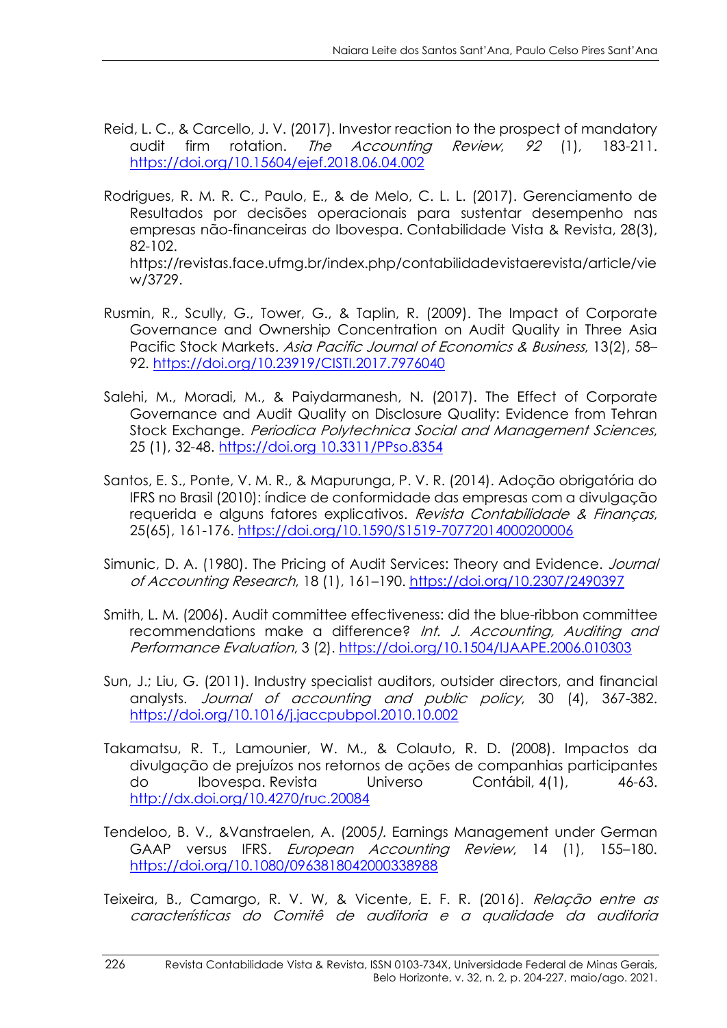Reid, L. C., & Carcello, J. V. (2017). Investor reaction to the prospect of mandatory audit firm rotation. *The Accounting Review, 92* (1), 183-211. https://doi.org/10.15604/ejef.2018.06.04.002

Rodrigues, R. M. R. C., Paulo, E., & de Melo, C. L. L. (2017). Gerenciamento de Resultados por decisões operacionais para sustentar desempenho nas empresas não-financeiras do Ibovespa. Contabilidade Vista & Revista, 28(3), 82-102. https://revistas.face.ufmg.br/index.php/contabilidadevistaerevista/article/view/3729.

Rusmin, R., Scully, G., Tower, G., & Taplin, R. (2009). The Impact of Corporate Governance and Ownership Concentration on Audit Quality in Three Asia Pacific Stock Markets. *Asia Pacific Journal of Economics & Business*, 13(2), 58–92. https://doi.org/10.23919/CISTI.2017.7976040

Salehi, M., Moradi, M., & Paiydarmanesh, N. (2017). The Effect of Corporate Governance and Audit Quality on Disclosure Quality: Evidence from Tehran Stock Exchange. *Periodica Polytechnica Social and Management Sciences*, 25 (1), 32-48. https://doi.org 10.3311/PPso.8354

Santos, E. S., Ponte, V. M. R., & Mapurunga, P. V. R. (2014). Adoção obrigatória do IFRS no Brasil (2010): índice de conformidade das empresas com a divulgação requerida e alguns fatores explicativos. *Revista Contabilidade & Finanças*, 25(65), 161-176. https://doi.org/10.1590/S1519-70772014000200006

Simunic, D. A. (1980). The Pricing of Audit Services: Theory and Evidence. *Journal of Accounting Research*, 18 (1), 161–190. https://doi.org/10.2307/2490397

Smith, L. M. (2006). Audit committee effectiveness: did the blue-ribbon committee recommendations make a difference? *Int. J. Accounting, Auditing and Performance Evaluation*, 3 (2). https://doi.org/10.1504/IJAAPE.2006.010303

Sun, J.; Liu, G. (2011). Industry specialist auditors, outsider directors, and financial analysts. *Journal of accounting and public policy*, 30 (4), 367-382. https://doi.org/10.1016/j.jaccpubpol.2010.10.002

Takamatsu, R. T., Lamounier, W. M., & Colauto, R. D. (2008). Impactos da divulgação de prejuízos nos retornos de ações de companhias participantes do Ibovespa. Revista Universo Contábil, 4(1), 46-63. http://dx.doi.org/10.4270/ruc.20084

Tendeloo, B. V., &Vanstraelen, A. (2005*).* Earnings Management under German GAAP versus IFRS*. European Accounting Review*, 14 (1), 155–180. https://doi.org/10.1080/0963818042000338988

Teixeira, B., Camargo, R. V. W, & Vicente, E. F. R. (2016). *Relação entre as características do Comitê de auditoria e a qualidade da auditoria*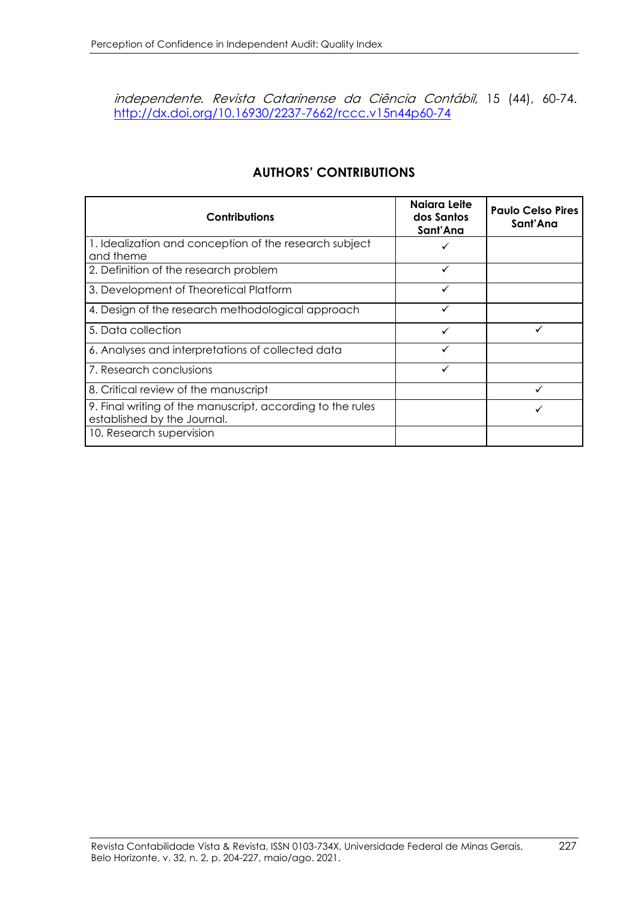*independente*. *Revista Catarinense da Ciência Contábil*, 15 (44), 60-74. http://dx.doi.org/10.16930/2237-7662/rccc.v15n44p60-74

## AUTHORS' CONTRIBUTIONS

| Contributions | Naiara Leite dos Santos Sant'Ana | Paulo Celso Pires Sant'Ana |
|---|---|---|
| 1. Idealization and conception of the research subject and theme | ✓ | |
| 2. Definition of the research problem | ✓ | |
| 3. Development of Theoretical Platform | ✓ | |
| 4. Design of the research methodological approach | ✓ | |
| 5. Data collection | ✓ | ✓ |
| 6. Analyses and interpretations of collected data | ✓ | |
| 7. Research conclusions | ✓ | |
| 8. Critical review of the manuscript | | ✓ |
| 9. Final writing of the manuscript, according to the rules established by the Journal. | | ✓ |
| 10. Research supervision | | |